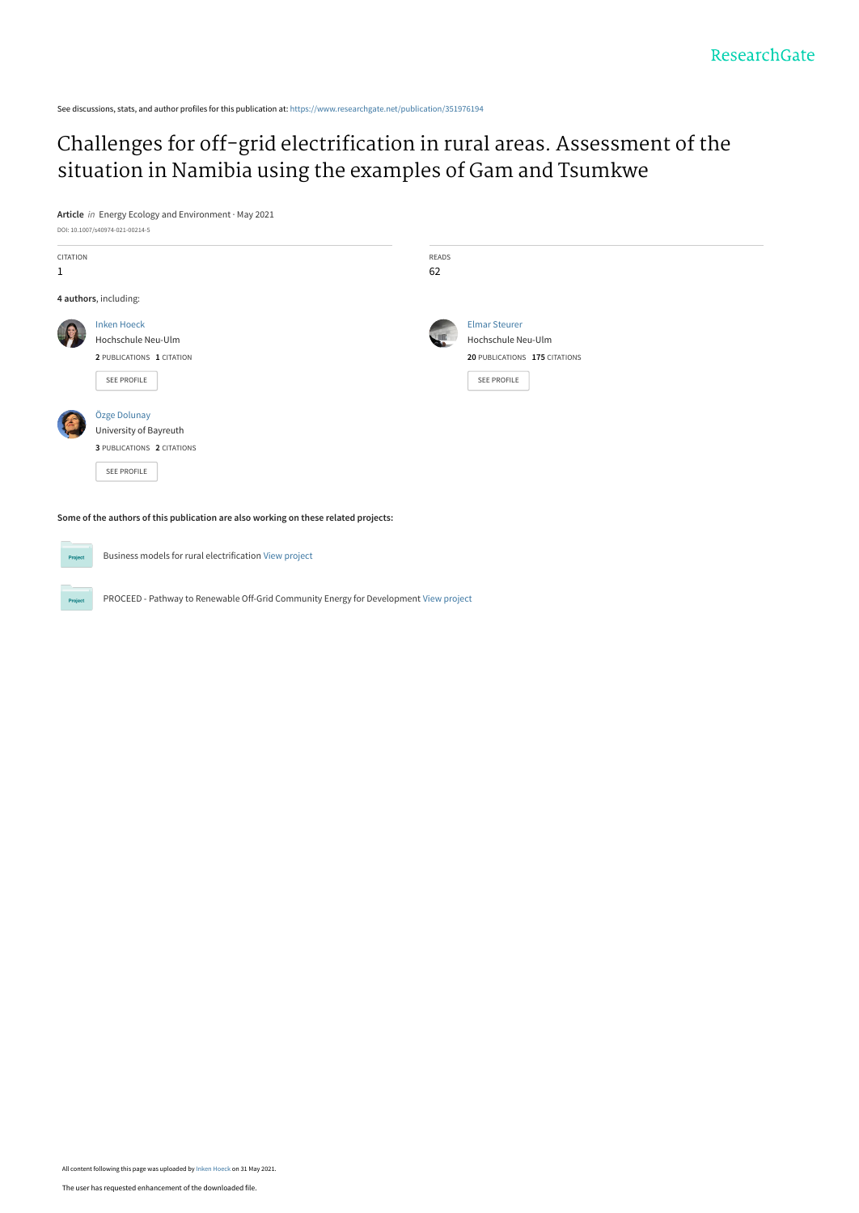See discussions, stats, and author profiles for this publication at: https://www.researchgate.net/publication/351976194

# Challenges for off-grid electrification in rural areas. Assessment of the situation in Namibia using the examples of Gam and Tsumkwe

**Article** *in* Energy Ecology and Environment · May 2021

DOI: 10.1007/s40974-021-00214-5

| CITATION | READS |
|---|---|
| 1 | 62 |

**4 authors**, including:

Inken Hoeck
Hochschule Neu-Ulm
**2** PUBLICATIONS **1** CITATION
SEE PROFILE

Elmar Steurer
Hochschule Neu-Ulm
**20** PUBLICATIONS **175** CITATIONS
SEE PROFILE

Özge Dolunay
University of Bayreuth
**3** PUBLICATIONS **2** CITATIONS
SEE PROFILE

**Some of the authors of this publication are also working on these related projects:**

Business models for rural electrification View project

PROCEED - Pathway to Renewable Off-Grid Community Energy for Development View project

All content following this page was uploaded by Inken Hoeck on 31 May 2021.

The user has requested enhancement of the downloaded file.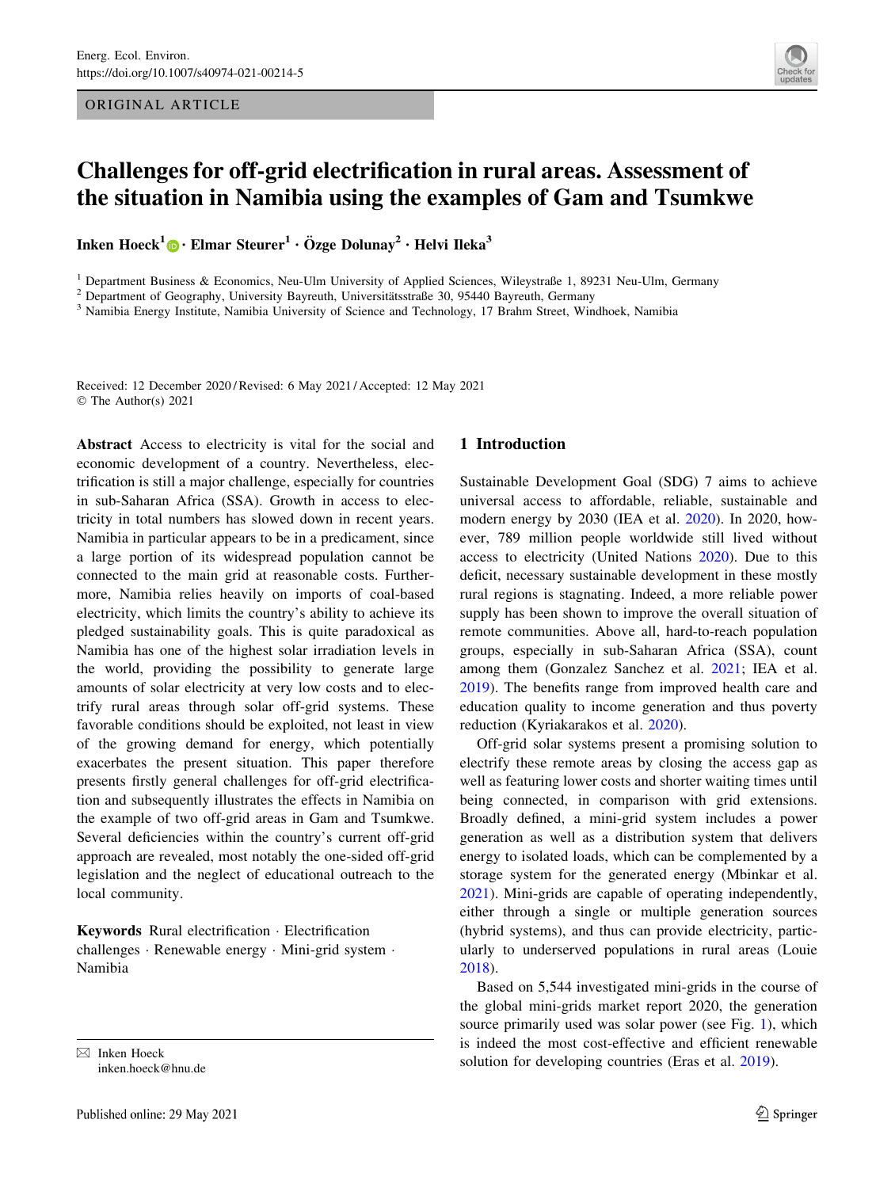# Challenges for off-grid electrification in rural areas. Assessment of the situation in Namibia using the examples of Gam and Tsumkwe

**Inken Hoeck**[1] · **Elmar Steurer**[1] · **Özge Dolunay**[2] · **Helvi Ileka**[3]

[1] Department Business & Economics, Neu-Ulm University of Applied Sciences, Wileystraße 1, 89231 Neu-Ulm, Germany

[2] Department of Geography, University Bayreuth, Universitätsstraße 30, 95440 Bayreuth, Germany

[3] Namibia Energy Institute, Namibia University of Science and Technology, 17 Brahm Street, Windhoek, Namibia

Received: 12 December 2020 / Revised: 6 May 2021 / Accepted: 12 May 2021

© The Author(s) 2021

**Abstract** Access to electricity is vital for the social and economic development of a country. Nevertheless, electrification is still a major challenge, especially for countries in sub-Saharan Africa (SSA). Growth in access to electricity in total numbers has slowed down in recent years. Namibia in particular appears to be in a predicament, since a large portion of its widespread population cannot be connected to the main grid at reasonable costs. Furthermore, Namibia relies heavily on imports of coal-based electricity, which limits the country's ability to achieve its pledged sustainability goals. This is quite paradoxical as Namibia has one of the highest solar irradiation levels in the world, providing the possibility to generate large amounts of solar electricity at very low costs and to electrify rural areas through solar off-grid systems. These favorable conditions should be exploited, not least in view of the growing demand for energy, which potentially exacerbates the present situation. This paper therefore presents firstly general challenges for off-grid electrification and subsequently illustrates the effects in Namibia on the example of two off-grid areas in Gam and Tsumkwe. Several deficiencies within the country's current off-grid approach are revealed, most notably the one-sided off-grid legislation and the neglect of educational outreach to the local community.

**Keywords** Rural electrification · Electrification challenges · Renewable energy · Mini-grid system · Namibia

✉ Inken Hoeck
inken.hoeck@hnu.de

## 1 Introduction

Sustainable Development Goal (SDG) 7 aims to achieve universal access to affordable, reliable, sustainable and modern energy by 2030 (IEA et al. 2020). In 2020, however, 789 million people worldwide still lived without access to electricity (United Nations 2020). Due to this deficit, necessary sustainable development in these mostly rural regions is stagnating. Indeed, a more reliable power supply has been shown to improve the overall situation of remote communities. Above all, hard-to-reach population groups, especially in sub-Saharan Africa (SSA), count among them (Gonzalez Sanchez et al. 2021; IEA et al. 2019). The benefits range from improved health care and education quality to income generation and thus poverty reduction (Kyriakarakos et al. 2020).

Off-grid solar systems present a promising solution to electrify these remote areas by closing the access gap as well as featuring lower costs and shorter waiting times until being connected, in comparison with grid extensions. Broadly defined, a mini-grid system includes a power generation as well as a distribution system that delivers energy to isolated loads, which can be complemented by a storage system for the generated energy (Mbinkar et al. 2021). Mini-grids are capable of operating independently, either through a single or multiple generation sources (hybrid systems), and thus can provide electricity, particularly to underserved populations in rural areas (Louie 2018).

Based on 5,544 investigated mini-grids in the course of the global mini-grids market report 2020, the generation source primarily used was solar power (see Fig. 1), which is indeed the most cost-effective and efficient renewable solution for developing countries (Eras et al. 2019).

Published online: 29 May 2021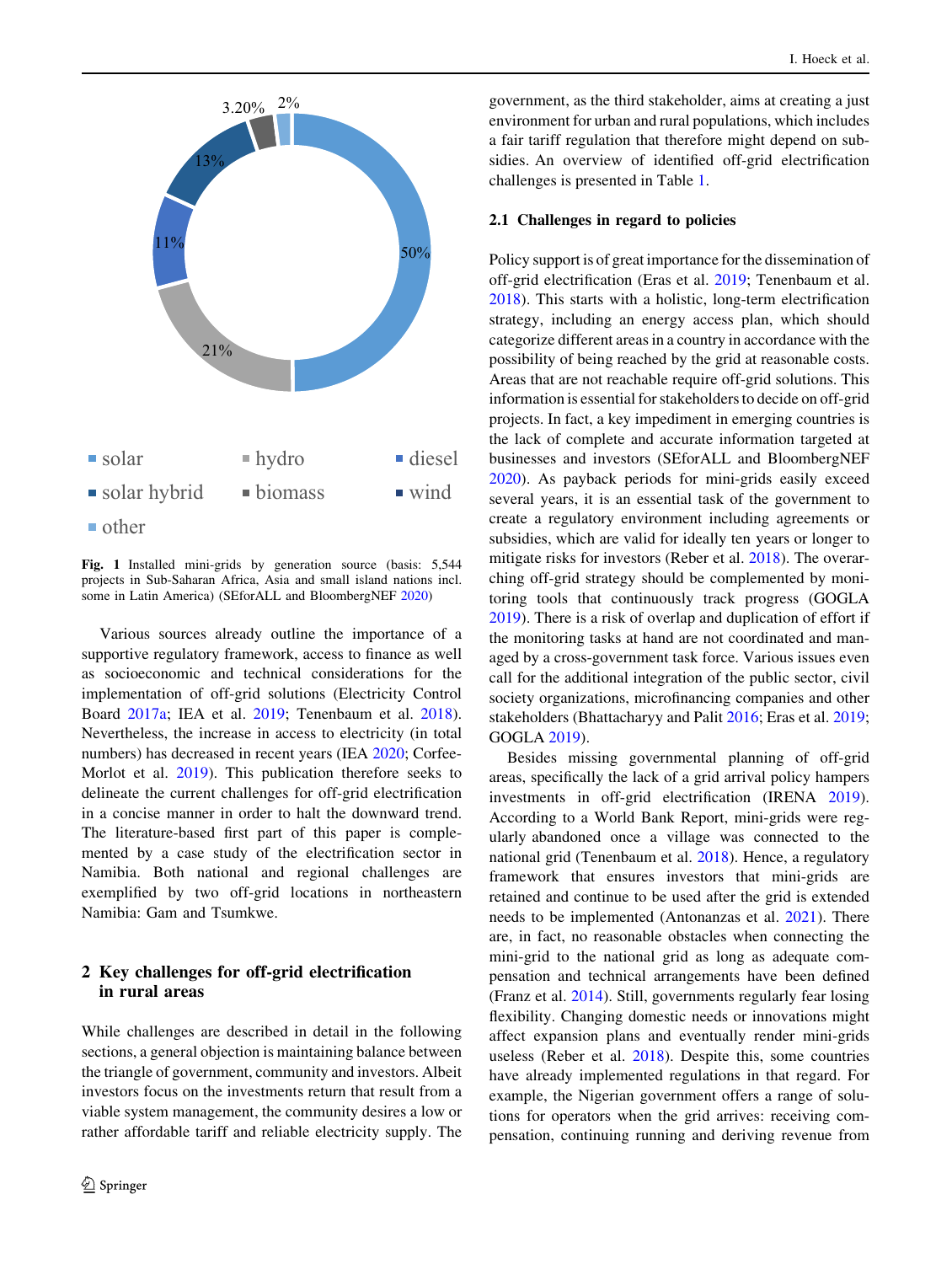Fig. 1 Installed mini-grids by generation source (basis: 5,544 projects in Sub-Saharan Africa, Asia and small island nations incl. some in Latin America) (SEforALL and BloombergNEF 2020)

Various sources already outline the importance of a supportive regulatory framework, access to finance as well as socioeconomic and technical considerations for the implementation of off-grid solutions (Electricity Control Board 2017a; IEA et al. 2019; Tenenbaum et al. 2018). Nevertheless, the increase in access to electricity (in total numbers) has decreased in recent years (IEA 2020; Corfee-Morlot et al. 2019). This publication therefore seeks to delineate the current challenges for off-grid electrification in a concise manner in order to halt the downward trend. The literature-based first part of this paper is complemented by a case study of the electrification sector in Namibia. Both national and regional challenges are exemplified by two off-grid locations in northeastern Namibia: Gam and Tsumkwe.

## 2 Key challenges for off-grid electrification in rural areas

While challenges are described in detail in the following sections, a general objection is maintaining balance between the triangle of government, community and investors. Albeit investors focus on the investments return that result from a viable system management, the community desires a low or rather affordable tariff and reliable electricity supply. The government, as the third stakeholder, aims at creating a just environment for urban and rural populations, which includes a fair tariff regulation that therefore might depend on subsidies. An overview of identified off-grid electrification challenges is presented in Table 1.

### 2.1 Challenges in regard to policies

Policy support is of great importance for the dissemination of off-grid electrification (Eras et al. 2019; Tenenbaum et al. 2018). This starts with a holistic, long-term electrification strategy, including an energy access plan, which should categorize different areas in a country in accordance with the possibility of being reached by the grid at reasonable costs. Areas that are not reachable require off-grid solutions. This information is essential for stakeholders to decide on off-grid projects. In fact, a key impediment in emerging countries is the lack of complete and accurate information targeted at businesses and investors (SEforALL and BloombergNEF 2020). As payback periods for mini-grids easily exceed several years, it is an essential task of the government to create a regulatory environment including agreements or subsidies, which are valid for ideally ten years or longer to mitigate risks for investors (Reber et al. 2018). The overarching off-grid strategy should be complemented by monitoring tools that continuously track progress (GOGLA 2019). There is a risk of overlap and duplication of effort if the monitoring tasks at hand are not coordinated and managed by a cross-government task force. Various issues even call for the additional integration of the public sector, civil society organizations, microfinancing companies and other stakeholders (Bhattacharyy and Palit 2016; Eras et al. 2019; GOGLA 2019).

Besides missing governmental planning of off-grid areas, specifically the lack of a grid arrival policy hampers investments in off-grid electrification (IRENA 2019). According to a World Bank Report, mini-grids were regularly abandoned once a village was connected to the national grid (Tenenbaum et al. 2018). Hence, a regulatory framework that ensures investors that mini-grids are retained and continue to be used after the grid is extended needs to be implemented (Antonanzas et al. 2021). There are, in fact, no reasonable obstacles when connecting the mini-grid to the national grid as long as adequate compensation and technical arrangements have been defined (Franz et al. 2014). Still, governments regularly fear losing flexibility. Changing domestic needs or innovations might affect expansion plans and eventually render mini-grids useless (Reber et al. 2018). Despite this, some countries have already implemented regulations in that regard. For example, the Nigerian government offers a range of solutions for operators when the grid arrives: receiving compensation, continuing running and deriving revenue from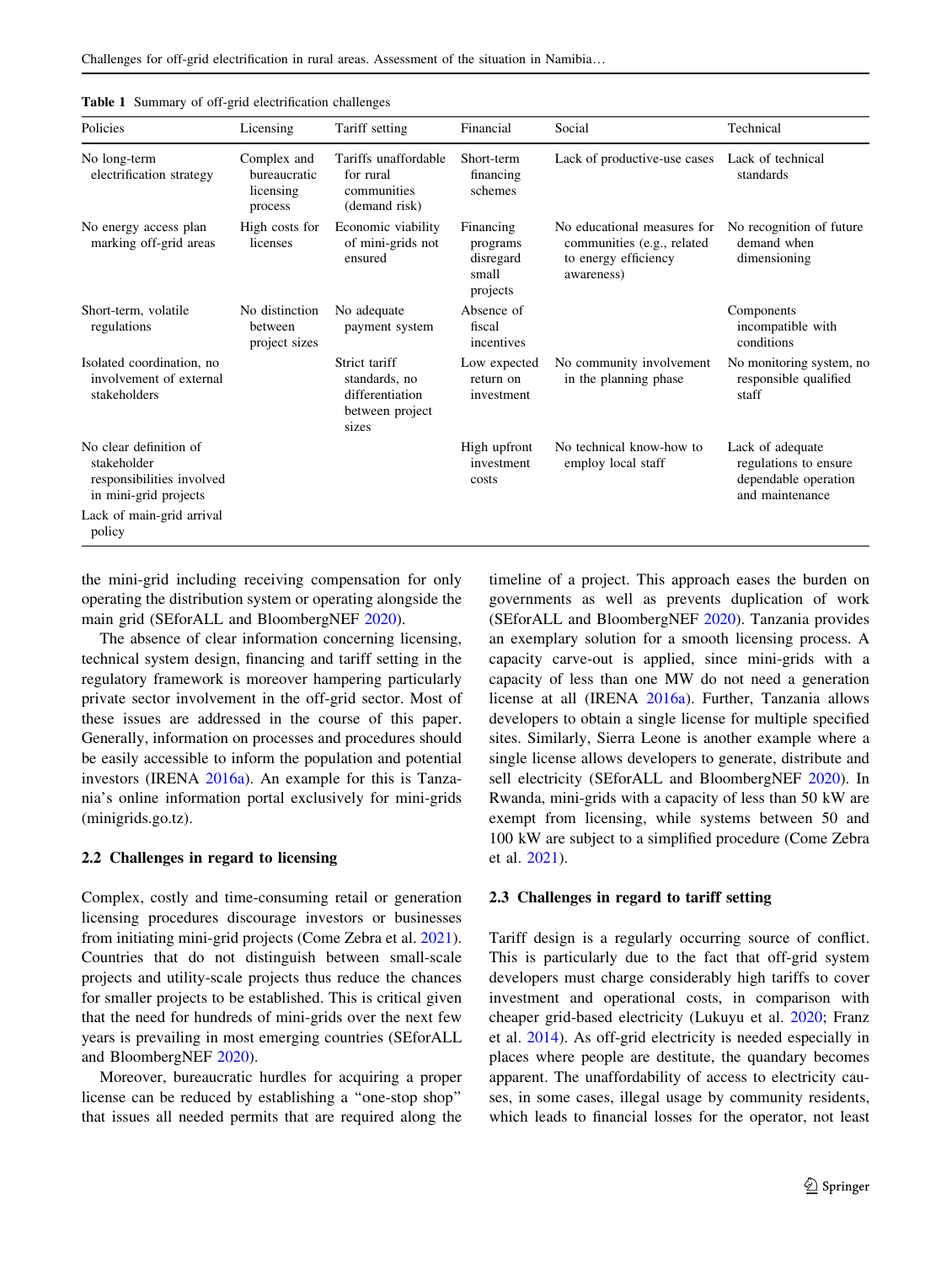**Table 1** Summary of off-grid electrification challenges

| Policies | Licensing | Tariff setting | Financial | Social | Technical |
|---|---|---|---|---|---|
| No long-term electrification strategy | Complex and bureaucratic licensing process | Tariffs unaffordable for rural communities (demand risk) | Short-term financing schemes | Lack of productive-use cases | Lack of technical standards |
| No energy access plan marking off-grid areas | High costs for licenses | Economic viability of mini-grids not ensured | Financing programs disregard small projects | No educational measures for communities (e.g., related to energy efficiency awareness) | No recognition of future demand when dimensioning |
| Short-term, volatile regulations | No distinction between project sizes | No adequate payment system | Absence of fiscal incentives | | Components incompatible with conditions |
| Isolated coordination, no involvement of external stakeholders | | Strict tariff standards, no differentiation between project sizes | Low expected return on investment | No community involvement in the planning phase | No monitoring system, no responsible qualified staff |
| No clear definition of stakeholder responsibilities involved in mini-grid projects | | | High upfront investment costs | No technical know-how to employ local staff | Lack of adequate regulations to ensure dependable operation and maintenance |
| Lack of main-grid arrival policy | | | | | |

the mini-grid including receiving compensation for only operating the distribution system or operating alongside the main grid (SEforALL and BloombergNEF 2020).

The absence of clear information concerning licensing, technical system design, financing and tariff setting in the regulatory framework is moreover hampering particularly private sector involvement in the off-grid sector. Most of these issues are addressed in the course of this paper. Generally, information on processes and procedures should be easily accessible to inform the population and potential investors (IRENA 2016a). An example for this is Tanzania's online information portal exclusively for mini-grids (minigrids.go.tz).

### 2.2 Challenges in regard to licensing

Complex, costly and time-consuming retail or generation licensing procedures discourage investors or businesses from initiating mini-grid projects (Come Zebra et al. 2021). Countries that do not distinguish between small-scale projects and utility-scale projects thus reduce the chances for smaller projects to be established. This is critical given that the need for hundreds of mini-grids over the next few years is prevailing in most emerging countries (SEforALL and BloombergNEF 2020).

Moreover, bureaucratic hurdles for acquiring a proper license can be reduced by establishing a "one-stop shop" that issues all needed permits that are required along the timeline of a project. This approach eases the burden on governments as well as prevents duplication of work (SEforALL and BloombergNEF 2020). Tanzania provides an exemplary solution for a smooth licensing process. A capacity carve-out is applied, since mini-grids with a capacity of less than one MW do not need a generation license at all (IRENA 2016a). Further, Tanzania allows developers to obtain a single license for multiple specified sites. Similarly, Sierra Leone is another example where a single license allows developers to generate, distribute and sell electricity (SEforALL and BloombergNEF 2020). In Rwanda, mini-grids with a capacity of less than 50 kW are exempt from licensing, while systems between 50 and 100 kW are subject to a simplified procedure (Come Zebra et al. 2021).

### 2.3 Challenges in regard to tariff setting

Tariff design is a regularly occurring source of conflict. This is particularly due to the fact that off-grid system developers must charge considerably high tariffs to cover investment and operational costs, in comparison with cheaper grid-based electricity (Lukuyu et al. 2020; Franz et al. 2014). As off-grid electricity is needed especially in places where people are destitute, the quandary becomes apparent. The unaffordability of access to electricity causes, in some cases, illegal usage by community residents, which leads to financial losses for the operator, not least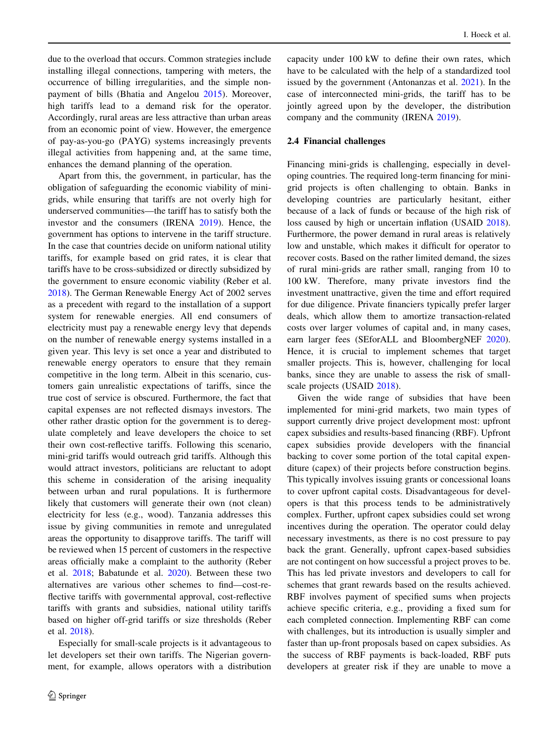due to the overload that occurs. Common strategies include installing illegal connections, tampering with meters, the occurrence of billing irregularities, and the simple non-payment of bills (Bhatia and Angelou 2015). Moreover, high tariffs lead to a demand risk for the operator. Accordingly, rural areas are less attractive than urban areas from an economic point of view. However, the emergence of pay-as-you-go (PAYG) systems increasingly prevents illegal activities from happening and, at the same time, enhances the demand planning of the operation.

Apart from this, the government, in particular, has the obligation of safeguarding the economic viability of mini-grids, while ensuring that tariffs are not overly high for underserved communities—the tariff has to satisfy both the investor and the consumers (IRENA 2019). Hence, the government has options to intervene in the tariff structure. In the case that countries decide on uniform national utility tariffs, for example based on grid rates, it is clear that tariffs have to be cross-subsidized or directly subsidized by the government to ensure economic viability (Reber et al. 2018). The German Renewable Energy Act of 2002 serves as a precedent with regard to the installation of a support system for renewable energies. All end consumers of electricity must pay a renewable energy levy that depends on the number of renewable energy systems installed in a given year. This levy is set once a year and distributed to renewable energy operators to ensure that they remain competitive in the long term. Albeit in this scenario, customers gain unrealistic expectations of tariffs, since the true cost of service is obscured. Furthermore, the fact that capital expenses are not reflected dismays investors. The other rather drastic option for the government is to deregulate completely and leave developers the choice to set their own cost-reflective tariffs. Following this scenario, mini-grid tariffs would outreach grid tariffs. Although this would attract investors, politicians are reluctant to adopt this scheme in consideration of the arising inequality between urban and rural populations. It is furthermore likely that customers will generate their own (not clean) electricity for less (e.g., wood). Tanzania addresses this issue by giving communities in remote and unregulated areas the opportunity to disapprove tariffs. The tariff will be reviewed when 15 percent of customers in the respective areas officially make a complaint to the authority (Reber et al. 2018; Babatunde et al. 2020). Between these two alternatives are various other schemes to find—cost-reflective tariffs with governmental approval, cost-reflective tariffs with grants and subsidies, national utility tariffs based on higher off-grid tariffs or size thresholds (Reber et al. 2018).

Especially for small-scale projects is it advantageous to let developers set their own tariffs. The Nigerian government, for example, allows operators with a distribution capacity under 100 kW to define their own rates, which have to be calculated with the help of a standardized tool issued by the government (Antonanzas et al. 2021). In the case of interconnected mini-grids, the tariff has to be jointly agreed upon by the developer, the distribution company and the community (IRENA 2019).

## 2.4 Financial challenges

Financing mini-grids is challenging, especially in developing countries. The required long-term financing for mini-grid projects is often challenging to obtain. Banks in developing countries are particularly hesitant, either because of a lack of funds or because of the high risk of loss caused by high or uncertain inflation (USAID 2018). Furthermore, the power demand in rural areas is relatively low and unstable, which makes it difficult for operator to recover costs. Based on the rather limited demand, the sizes of rural mini-grids are rather small, ranging from 10 to 100 kW. Therefore, many private investors find the investment unattractive, given the time and effort required for due diligence. Private financiers typically prefer larger deals, which allow them to amortize transaction-related costs over larger volumes of capital and, in many cases, earn larger fees (SEforALL and BloombergNEF 2020). Hence, it is crucial to implement schemes that target smaller projects. This is, however, challenging for local banks, since they are unable to assess the risk of small-scale projects (USAID 2018).

Given the wide range of subsidies that have been implemented for mini-grid markets, two main types of support currently drive project development most: upfront capex subsidies and results-based financing (RBF). Upfront capex subsidies provide developers with the financial backing to cover some portion of the total capital expenditure (capex) of their projects before construction begins. This typically involves issuing grants or concessional loans to cover upfront capital costs. Disadvantageous for developers is that this process tends to be administratively complex. Further, upfront capex subsidies could set wrong incentives during the operation. The operator could delay necessary investments, as there is no cost pressure to pay back the grant. Generally, upfront capex-based subsidies are not contingent on how successful a project proves to be. This has led private investors and developers to call for schemes that grant rewards based on the results achieved. RBF involves payment of specified sums when projects achieve specific criteria, e.g., providing a fixed sum for each completed connection. Implementing RBF can come with challenges, but its introduction is usually simpler and faster than up-front proposals based on capex subsidies. As the success of RBF payments is back-loaded, RBF puts developers at greater risk if they are unable to move a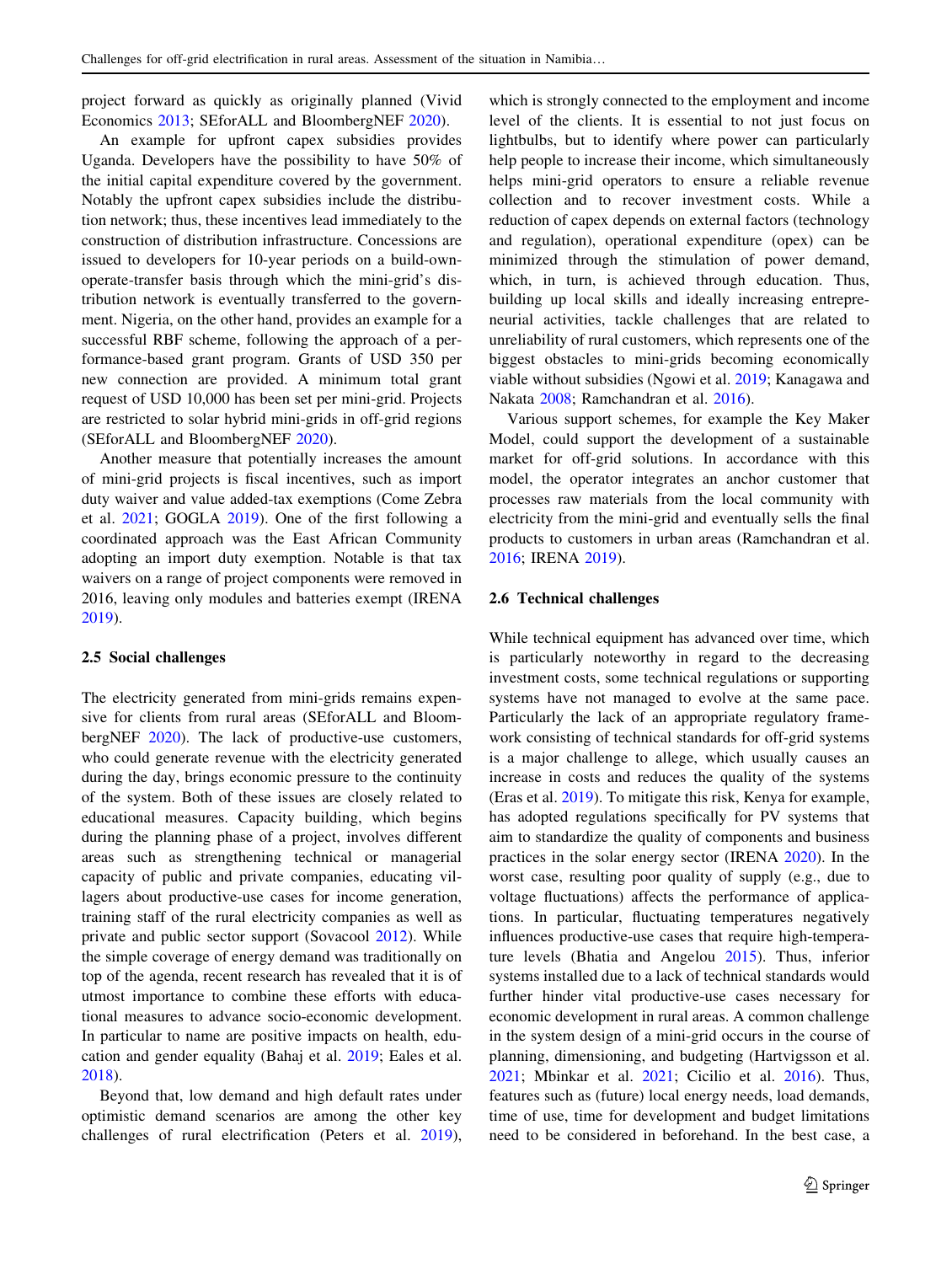project forward as quickly as originally planned (Vivid Economics 2013; SEforALL and BloombergNEF 2020).

An example for upfront capex subsidies provides Uganda. Developers have the possibility to have 50% of the initial capital expenditure covered by the government. Notably the upfront capex subsidies include the distribution network; thus, these incentives lead immediately to the construction of distribution infrastructure. Concessions are issued to developers for 10-year periods on a build-own-operate-transfer basis through which the mini-grid's distribution network is eventually transferred to the government. Nigeria, on the other hand, provides an example for a successful RBF scheme, following the approach of a performance-based grant program. Grants of USD 350 per new connection are provided. A minimum total grant request of USD 10,000 has been set per mini-grid. Projects are restricted to solar hybrid mini-grids in off-grid regions (SEforALL and BloombergNEF 2020).

Another measure that potentially increases the amount of mini-grid projects is fiscal incentives, such as import duty waiver and value added-tax exemptions (Come Zebra et al. 2021; GOGLA 2019). One of the first following a coordinated approach was the East African Community adopting an import duty exemption. Notable is that tax waivers on a range of project components were removed in 2016, leaving only modules and batteries exempt (IRENA 2019).

### 2.5 Social challenges

The electricity generated from mini-grids remains expensive for clients from rural areas (SEforALL and BloombergNEF 2020). The lack of productive-use customers, who could generate revenue with the electricity generated during the day, brings economic pressure to the continuity of the system. Both of these issues are closely related to educational measures. Capacity building, which begins during the planning phase of a project, involves different areas such as strengthening technical or managerial capacity of public and private companies, educating villagers about productive-use cases for income generation, training staff of the rural electricity companies as well as private and public sector support (Sovacool 2012). While the simple coverage of energy demand was traditionally on top of the agenda, recent research has revealed that it is of utmost importance to combine these efforts with educational measures to advance socio-economic development. In particular to name are positive impacts on health, education and gender equality (Bahaj et al. 2019; Eales et al. 2018).

Beyond that, low demand and high default rates under optimistic demand scenarios are among the other key challenges of rural electrification (Peters et al. 2019), which is strongly connected to the employment and income level of the clients. It is essential to not just focus on lightbulbs, but to identify where power can particularly help people to increase their income, which simultaneously helps mini-grid operators to ensure a reliable revenue collection and to recover investment costs. While a reduction of capex depends on external factors (technology and regulation), operational expenditure (opex) can be minimized through the stimulation of power demand, which, in turn, is achieved through education. Thus, building up local skills and ideally increasing entrepreneurial activities, tackle challenges that are related to unreliability of rural customers, which represents one of the biggest obstacles to mini-grids becoming economically viable without subsidies (Ngowi et al. 2019; Kanagawa and Nakata 2008; Ramchandran et al. 2016).

Various support schemes, for example the Key Maker Model, could support the development of a sustainable market for off-grid solutions. In accordance with this model, the operator integrates an anchor customer that processes raw materials from the local community with electricity from the mini-grid and eventually sells the final products to customers in urban areas (Ramchandran et al. 2016; IRENA 2019).

### 2.6 Technical challenges

While technical equipment has advanced over time, which is particularly noteworthy in regard to the decreasing investment costs, some technical regulations or supporting systems have not managed to evolve at the same pace. Particularly the lack of an appropriate regulatory framework consisting of technical standards for off-grid systems is a major challenge to allege, which usually causes an increase in costs and reduces the quality of the systems (Eras et al. 2019). To mitigate this risk, Kenya for example, has adopted regulations specifically for PV systems that aim to standardize the quality of components and business practices in the solar energy sector (IRENA 2020). In the worst case, resulting poor quality of supply (e.g., due to voltage fluctuations) affects the performance of applications. In particular, fluctuating temperatures negatively influences productive-use cases that require high-temperature levels (Bhatia and Angelou 2015). Thus, inferior systems installed due to a lack of technical standards would further hinder vital productive-use cases necessary for economic development in rural areas. A common challenge in the system design of a mini-grid occurs in the course of planning, dimensioning, and budgeting (Hartvigsson et al. 2021; Mbinkar et al. 2021; Cicilio et al. 2016). Thus, features such as (future) local energy needs, load demands, time of use, time for development and budget limitations need to be considered in beforehand. In the best case, a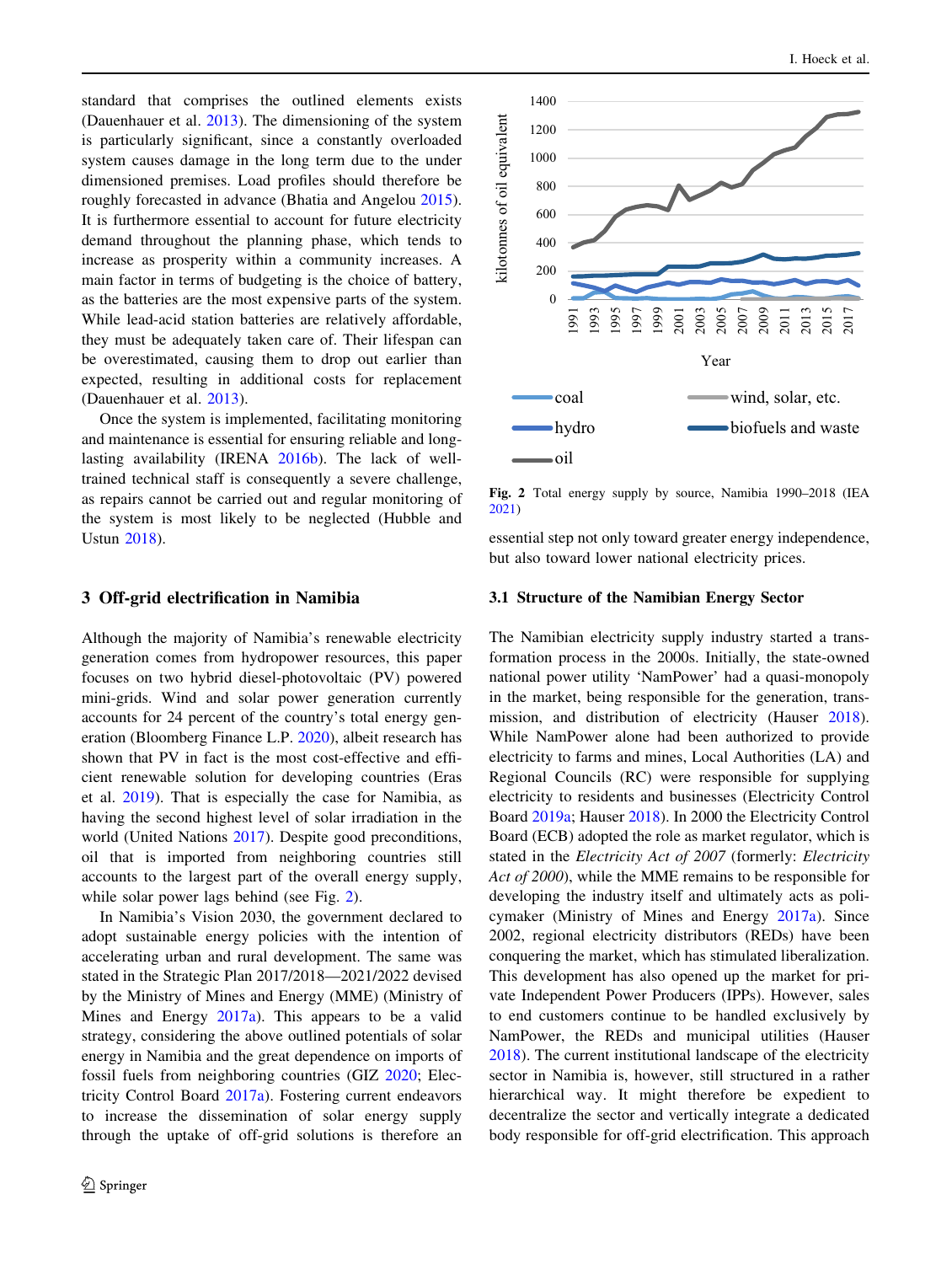standard that comprises the outlined elements exists (Dauenhauer et al. 2013). The dimensioning of the system is particularly significant, since a constantly overloaded system causes damage in the long term due to the under dimensioned premises. Load profiles should therefore be roughly forecasted in advance (Bhatia and Angelou 2015). It is furthermore essential to account for future electricity demand throughout the planning phase, which tends to increase as prosperity within a community increases. A main factor in terms of budgeting is the choice of battery, as the batteries are the most expensive parts of the system. While lead-acid station batteries are relatively affordable, they must be adequately taken care of. Their lifespan can be overestimated, causing them to drop out earlier than expected, resulting in additional costs for replacement (Dauenhauer et al. 2013).

Once the system is implemented, facilitating monitoring and maintenance is essential for ensuring reliable and long-lasting availability (IRENA 2016b). The lack of well-trained technical staff is consequently a severe challenge, as repairs cannot be carried out and regular monitoring of the system is most likely to be neglected (Hubble and Ustun 2018).

## 3 Off-grid electrification in Namibia

Although the majority of Namibia's renewable electricity generation comes from hydropower resources, this paper focuses on two hybrid diesel-photovoltaic (PV) powered mini-grids. Wind and solar power generation currently accounts for 24 percent of the country's total energy generation (Bloomberg Finance L.P. 2020), albeit research has shown that PV in fact is the most cost-effective and efficient renewable solution for developing countries (Eras et al. 2019). That is especially the case for Namibia, as having the second highest level of solar irradiation in the world (United Nations 2017). Despite good preconditions, oil that is imported from neighboring countries still accounts to the largest part of the overall energy supply, while solar power lags behind (see Fig. 2).

In Namibia's Vision 2030, the government declared to adopt sustainable energy policies with the intention of accelerating urban and rural development. The same was stated in the Strategic Plan 2017/2018—2021/2022 devised by the Ministry of Mines and Energy (MME) (Ministry of Mines and Energy 2017a). This appears to be a valid strategy, considering the above outlined potentials of solar energy in Namibia and the great dependence on imports of fossil fuels from neighboring countries (GIZ 2020; Electricity Control Board 2017a). Fostering current endeavors to increase the dissemination of solar energy supply through the uptake of off-grid solutions is therefore an essential step not only toward greater energy independence, but also toward lower national electricity prices.

**Fig. 2** Total energy supply by source, Namibia 1990–2018 (IEA 2021)

### 3.1 Structure of the Namibian Energy Sector

The Namibian electricity supply industry started a transformation process in the 2000s. Initially, the state-owned national power utility 'NamPower' had a quasi-monopoly in the market, being responsible for the generation, transmission, and distribution of electricity (Hauser 2018). While NamPower alone had been authorized to provide electricity to farms and mines, Local Authorities (LA) and Regional Councils (RC) were responsible for supplying electricity to residents and businesses (Electricity Control Board 2019a; Hauser 2018). In 2000 the Electricity Control Board (ECB) adopted the role as market regulator, which is stated in the *Electricity Act of 2007* (formerly: *Electricity Act of 2000*), while the MME remains to be responsible for developing the industry itself and ultimately acts as policymaker (Ministry of Mines and Energy 2017a). Since 2002, regional electricity distributors (REDs) have been conquering the market, which has stimulated liberalization. This development has also opened up the market for private Independent Power Producers (IPPs). However, sales to end customers continue to be handled exclusively by NamPower, the REDs and municipal utilities (Hauser 2018). The current institutional landscape of the electricity sector in Namibia is, however, still structured in a rather hierarchical way. It might therefore be expedient to decentralize the sector and vertically integrate a dedicated body responsible for off-grid electrification. This approach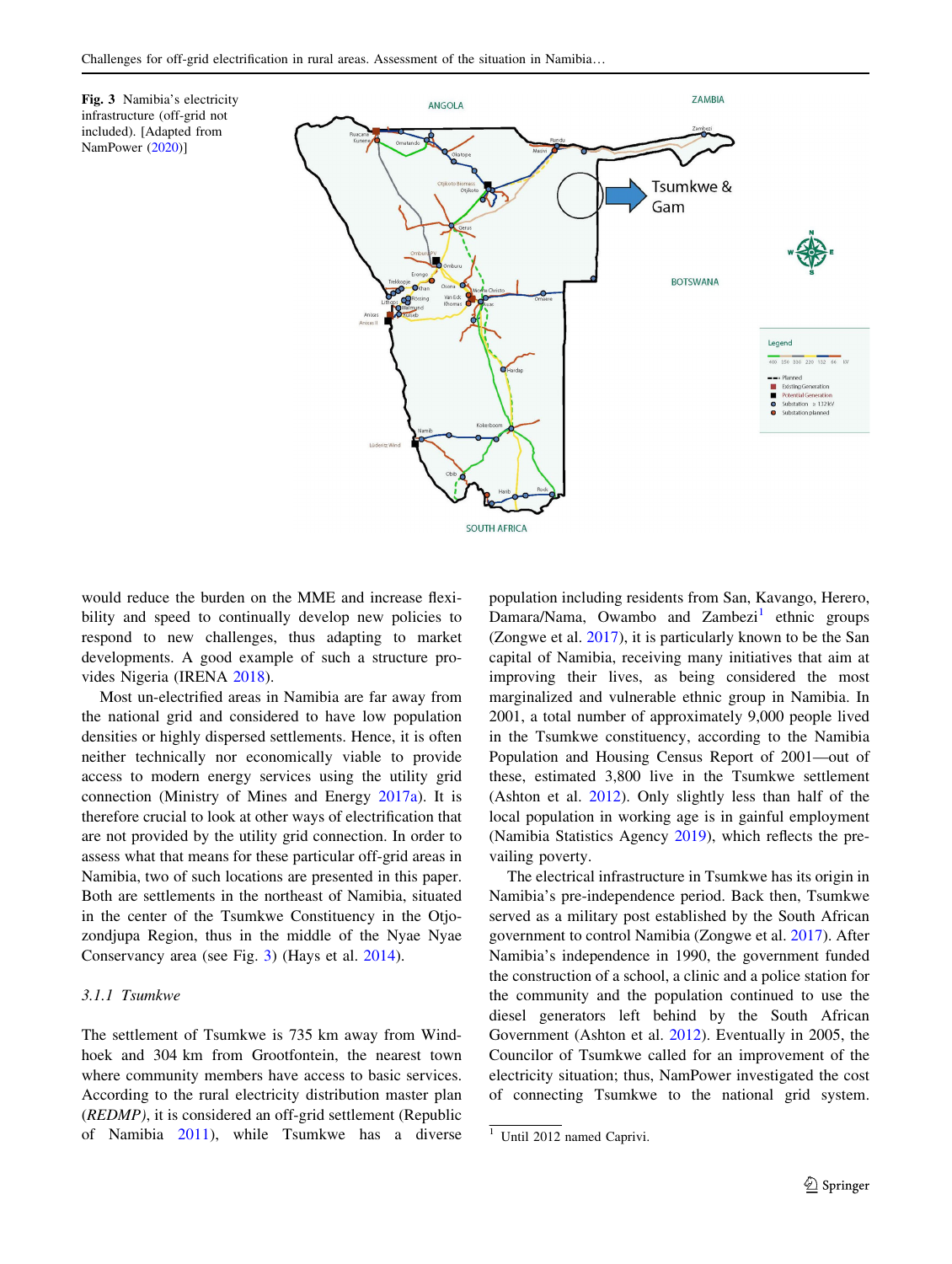**Fig. 3** Namibia's electricity infrastructure (off-grid not included). [Adapted from NamPower (2020)]

would reduce the burden on the MME and increase flexibility and speed to continually develop new policies to respond to new challenges, thus adapting to market developments. A good example of such a structure provides Nigeria (IRENA 2018).

Most un-electrified areas in Namibia are far away from the national grid and considered to have low population densities or highly dispersed settlements. Hence, it is often neither technically nor economically viable to provide access to modern energy services using the utility grid connection (Ministry of Mines and Energy 2017a). It is therefore crucial to look at other ways of electrification that are not provided by the utility grid connection. In order to assess what that means for these particular off-grid areas in Namibia, two of such locations are presented in this paper. Both are settlements in the northeast of Namibia, situated in the center of the Tsumkwe Constituency in the Otjozondjupa Region, thus in the middle of the Nyae Nyae Conservancy area (see Fig. 3) (Hays et al. 2014).

### 3.1.1 Tsumkwe

The settlement of Tsumkwe is 735 km away from Windhoek and 304 km from Grootfontein, the nearest town where community members have access to basic services. According to the rural electricity distribution master plan (*REDMP)*, it is considered an off-grid settlement (Republic of Namibia 2011), while Tsumkwe has a diverse population including residents from San, Kavango, Herero, Damara/Nama, Owambo and Zambezi[1] ethnic groups (Zongwe et al. 2017), it is particularly known to be the San capital of Namibia, receiving many initiatives that aim at improving their lives, as being considered the most marginalized and vulnerable ethnic group in Namibia. In 2001, a total number of approximately 9,000 people lived in the Tsumkwe constituency, according to the Namibia Population and Housing Census Report of 2001—out of these, estimated 3,800 live in the Tsumkwe settlement (Ashton et al. 2012). Only slightly less than half of the local population in working age is in gainful employment (Namibia Statistics Agency 2019), which reflects the prevailing poverty.

The electrical infrastructure in Tsumkwe has its origin in Namibia's pre-independence period. Back then, Tsumkwe served as a military post established by the South African government to control Namibia (Zongwe et al. 2017). After Namibia's independence in 1990, the government funded the construction of a school, a clinic and a police station for the community and the population continued to use the diesel generators left behind by the South African Government (Ashton et al. 2012). Eventually in 2005, the Councilor of Tsumkwe called for an improvement of the electricity situation; thus, NamPower investigated the cost of connecting Tsumkwe to the national grid system.

[1] Until 2012 named Caprivi.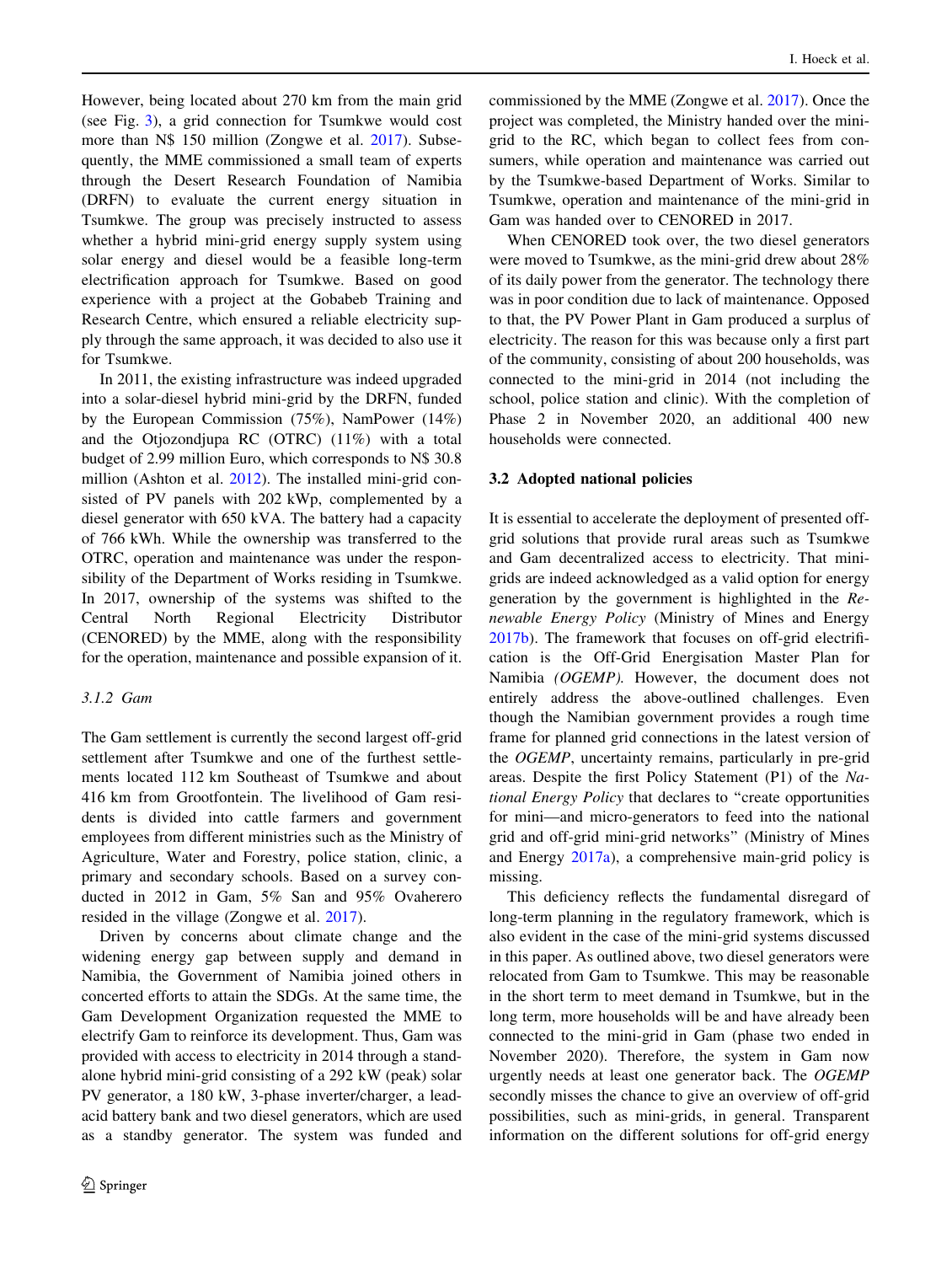However, being located about 270 km from the main grid (see Fig. 3), a grid connection for Tsumkwe would cost more than N$ 150 million (Zongwe et al. 2017). Subsequently, the MME commissioned a small team of experts through the Desert Research Foundation of Namibia (DRFN) to evaluate the current energy situation in Tsumkwe. The group was precisely instructed to assess whether a hybrid mini-grid energy supply system using solar energy and diesel would be a feasible long-term electrification approach for Tsumkwe. Based on good experience with a project at the Gobabeb Training and Research Centre, which ensured a reliable electricity supply through the same approach, it was decided to also use it for Tsumkwe.

In 2011, the existing infrastructure was indeed upgraded into a solar-diesel hybrid mini-grid by the DRFN, funded by the European Commission (75%), NamPower (14%) and the Otjozondjupa RC (OTRC) (11%) with a total budget of 2.99 million Euro, which corresponds to N$ 30.8 million (Ashton et al. 2012). The installed mini-grid consisted of PV panels with 202 kWp, complemented by a diesel generator with 650 kVA. The battery had a capacity of 766 kWh. While the ownership was transferred to the OTRC, operation and maintenance was under the responsibility of the Department of Works residing in Tsumkwe. In 2017, ownership of the systems was shifted to the Central North Regional Electricity Distributor (CENORED) by the MME, along with the responsibility for the operation, maintenance and possible expansion of it.

#### 3.1.2 Gam

The Gam settlement is currently the second largest off-grid settlement after Tsumkwe and one of the furthest settlements located 112 km Southeast of Tsumkwe and about 416 km from Grootfontein. The livelihood of Gam residents is divided into cattle farmers and government employees from different ministries such as the Ministry of Agriculture, Water and Forestry, police station, clinic, a primary and secondary schools. Based on a survey conducted in 2012 in Gam, 5% San and 95% Ovaherero resided in the village (Zongwe et al. 2017).

Driven by concerns about climate change and the widening energy gap between supply and demand in Namibia, the Government of Namibia joined others in concerted efforts to attain the SDGs. At the same time, the Gam Development Organization requested the MME to electrify Gam to reinforce its development. Thus, Gam was provided with access to electricity in 2014 through a standalone hybrid mini-grid consisting of a 292 kW (peak) solar PV generator, a 180 kW, 3-phase inverter/charger, a lead-acid battery bank and two diesel generators, which are used as a standby generator. The system was funded and commissioned by the MME (Zongwe et al. 2017). Once the project was completed, the Ministry handed over the mini-grid to the RC, which began to collect fees from consumers, while operation and maintenance was carried out by the Tsumkwe-based Department of Works. Similar to Tsumkwe, operation and maintenance of the mini-grid in Gam was handed over to CENORED in 2017.

When CENORED took over, the two diesel generators were moved to Tsumkwe, as the mini-grid drew about 28% of its daily power from the generator. The technology there was in poor condition due to lack of maintenance. Opposed to that, the PV Power Plant in Gam produced a surplus of electricity. The reason for this was because only a first part of the community, consisting of about 200 households, was connected to the mini-grid in 2014 (not including the school, police station and clinic). With the completion of Phase 2 in November 2020, an additional 400 new households were connected.

### 3.2 Adopted national policies

It is essential to accelerate the deployment of presented off-grid solutions that provide rural areas such as Tsumkwe and Gam decentralized access to electricity. That mini-grids are indeed acknowledged as a valid option for energy generation by the government is highlighted in the *Renewable Energy Policy* (Ministry of Mines and Energy 2017b). The framework that focuses on off-grid electrification is the Off-Grid Energisation Master Plan for Namibia *(OGEMP)*. However, the document does not entirely address the above-outlined challenges. Even though the Namibian government provides a rough time frame for planned grid connections in the latest version of the *OGEMP*, uncertainty remains, particularly in pre-grid areas. Despite the first Policy Statement (P1) of the *National Energy Policy* that declares to "create opportunities for mini—and micro-generators to feed into the national grid and off-grid mini-grid networks" (Ministry of Mines and Energy 2017a), a comprehensive main-grid policy is missing.

This deficiency reflects the fundamental disregard of long-term planning in the regulatory framework, which is also evident in the case of the mini-grid systems discussed in this paper. As outlined above, two diesel generators were relocated from Gam to Tsumkwe. This may be reasonable in the short term to meet demand in Tsumkwe, but in the long term, more households will be and have already been connected to the mini-grid in Gam (phase two ended in November 2020). Therefore, the system in Gam now urgently needs at least one generator back. The *OGEMP* secondly misses the chance to give an overview of off-grid possibilities, such as mini-grids, in general. Transparent information on the different solutions for off-grid energy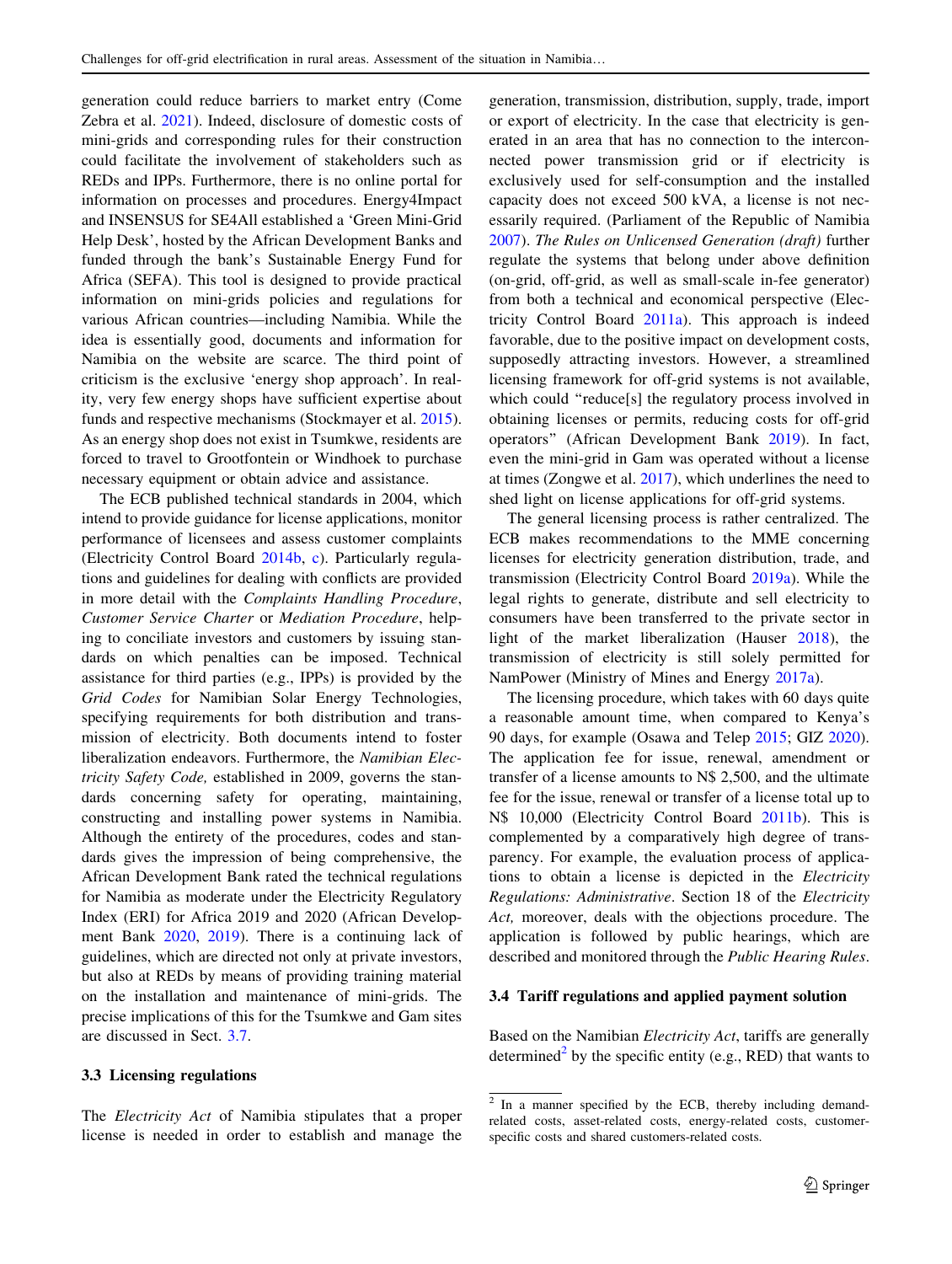generation could reduce barriers to market entry (Come Zebra et al. 2021). Indeed, disclosure of domestic costs of mini-grids and corresponding rules for their construction could facilitate the involvement of stakeholders such as REDs and IPPs. Furthermore, there is no online portal for information on processes and procedures. Energy4Impact and INSENSUS for SE4All established a 'Green Mini-Grid Help Desk', hosted by the African Development Banks and funded through the bank's Sustainable Energy Fund for Africa (SEFA). This tool is designed to provide practical information on mini-grids policies and regulations for various African countries—including Namibia. While the idea is essentially good, documents and information for Namibia on the website are scarce. The third point of criticism is the exclusive 'energy shop approach'. In reality, very few energy shops have sufficient expertise about funds and respective mechanisms (Stockmayer et al. 2015). As an energy shop does not exist in Tsumkwe, residents are forced to travel to Grootfontein or Windhoek to purchase necessary equipment or obtain advice and assistance.

The ECB published technical standards in 2004, which intend to provide guidance for license applications, monitor performance of licensees and assess customer complaints (Electricity Control Board 2014b, c). Particularly regulations and guidelines for dealing with conflicts are provided in more detail with the *Complaints Handling Procedure*, *Customer Service Charter* or *Mediation Procedure*, helping to conciliate investors and customers by issuing standards on which penalties can be imposed. Technical assistance for third parties (e.g., IPPs) is provided by the *Grid Codes* for Namibian Solar Energy Technologies, specifying requirements for both distribution and transmission of electricity. Both documents intend to foster liberalization endeavors. Furthermore, the *Namibian Electricity Safety Code,* established in 2009, governs the standards concerning safety for operating, maintaining, constructing and installing power systems in Namibia. Although the entirety of the procedures, codes and standards gives the impression of being comprehensive, the African Development Bank rated the technical regulations for Namibia as moderate under the Electricity Regulatory Index (ERI) for Africa 2019 and 2020 (African Development Bank 2020, 2019). There is a continuing lack of guidelines, which are directed not only at private investors, but also at REDs by means of providing training material on the installation and maintenance of mini-grids. The precise implications of this for the Tsumkwe and Gam sites are discussed in Sect. 3.7.

### 3.3 Licensing regulations

The *Electricity Act* of Namibia stipulates that a proper license is needed in order to establish and manage the generation, transmission, distribution, supply, trade, import or export of electricity. In the case that electricity is generated in an area that has no connection to the interconnected power transmission grid or if electricity is exclusively used for self-consumption and the installed capacity does not exceed 500 kVA, a license is not necessarily required. (Parliament of the Republic of Namibia 2007). *The Rules on Unlicensed Generation (draft)* further regulate the systems that belong under above definition (on-grid, off-grid, as well as small-scale in-fee generator) from both a technical and economical perspective (Electricity Control Board 2011a). This approach is indeed favorable, due to the positive impact on development costs, supposedly attracting investors. However, a streamlined licensing framework for off-grid systems is not available, which could "reduce[s] the regulatory process involved in obtaining licenses or permits, reducing costs for off-grid operators" (African Development Bank 2019). In fact, even the mini-grid in Gam was operated without a license at times (Zongwe et al. 2017), which underlines the need to shed light on license applications for off-grid systems.

The general licensing process is rather centralized. The ECB makes recommendations to the MME concerning licenses for electricity generation distribution, trade, and transmission (Electricity Control Board 2019a). While the legal rights to generate, distribute and sell electricity to consumers have been transferred to the private sector in light of the market liberalization (Hauser 2018), the transmission of electricity is still solely permitted for NamPower (Ministry of Mines and Energy 2017a).

The licensing procedure, which takes with 60 days quite a reasonable amount time, when compared to Kenya's 90 days, for example (Osawa and Telep 2015; GIZ 2020). The application fee for issue, renewal, amendment or transfer of a license amounts to N$ 2,500, and the ultimate fee for the issue, renewal or transfer of a license total up to N$ 10,000 (Electricity Control Board 2011b). This is complemented by a comparatively high degree of transparency. For example, the evaluation process of applications to obtain a license is depicted in the *Electricity Regulations: Administrative*. Section 18 of the *Electricity Act,* moreover, deals with the objections procedure. The application is followed by public hearings, which are described and monitored through the *Public Hearing Rules*.

### 3.4 Tariff regulations and applied payment solution

Based on the Namibian *Electricity Act*, tariffs are generally determined[2] by the specific entity (e.g., RED) that wants to

[2] In a manner specified by the ECB, thereby including demand-related costs, asset-related costs, energy-related costs, customer-specific costs and shared customers-related costs.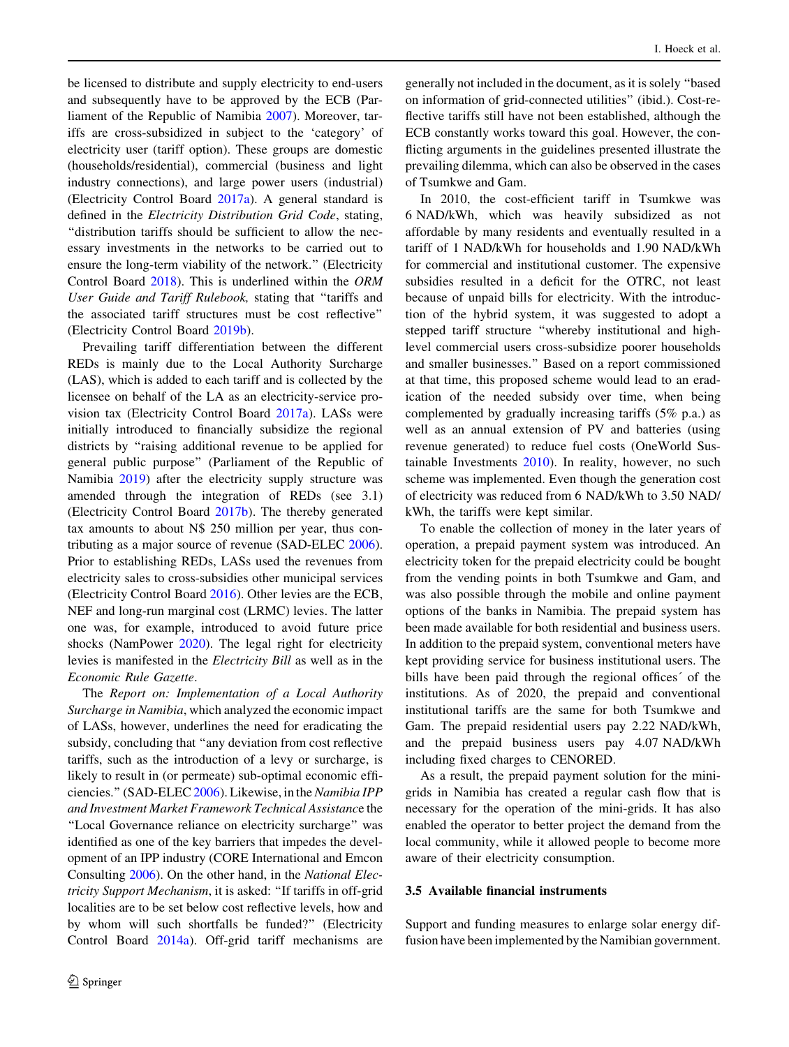be licensed to distribute and supply electricity to end-users and subsequently have to be approved by the ECB (Parliament of the Republic of Namibia 2007). Moreover, tariffs are cross-subsidized in subject to the 'category' of electricity user (tariff option). These groups are domestic (households/residential), commercial (business and light industry connections), and large power users (industrial) (Electricity Control Board 2017a). A general standard is defined in the *Electricity Distribution Grid Code*, stating, "distribution tariffs should be sufficient to allow the necessary investments in the networks to be carried out to ensure the long-term viability of the network." (Electricity Control Board 2018). This is underlined within the *ORM User Guide and Tariff Rulebook,* stating that "tariffs and the associated tariff structures must be cost reflective" (Electricity Control Board 2019b).

Prevailing tariff differentiation between the different REDs is mainly due to the Local Authority Surcharge (LAS), which is added to each tariff and is collected by the licensee on behalf of the LA as an electricity-service provision tax (Electricity Control Board 2017a). LASs were initially introduced to financially subsidize the regional districts by "raising additional revenue to be applied for general public purpose" (Parliament of the Republic of Namibia 2019) after the electricity supply structure was amended through the integration of REDs (see 3.1) (Electricity Control Board 2017b). The thereby generated tax amounts to about N$ 250 million per year, thus contributing as a major source of revenue (SAD-ELEC 2006). Prior to establishing REDs, LASs used the revenues from electricity sales to cross-subsidies other municipal services (Electricity Control Board 2016). Other levies are the ECB, NEF and long-run marginal cost (LRMC) levies. The latter one was, for example, introduced to avoid future price shocks (NamPower 2020). The legal right for electricity levies is manifested in the *Electricity Bill* as well as in the *Economic Rule Gazette*.

The *Report on: Implementation of a Local Authority Surcharge in Namibia*, which analyzed the economic impact of LASs, however, underlines the need for eradicating the subsidy, concluding that "any deviation from cost reflective tariffs, such as the introduction of a levy or surcharge, is likely to result in (or permeate) sub-optimal economic efficiencies." (SAD-ELEC 2006). Likewise, in the *Namibia IPP and Investment Market Framework Technical Assistance* the "Local Governance reliance on electricity surcharge" was identified as one of the key barriers that impedes the development of an IPP industry (CORE International and Emcon Consulting 2006). On the other hand, in the *National Electricity Support Mechanism*, it is asked: "If tariffs in off-grid localities are to be set below cost reflective levels, how and by whom will such shortfalls be funded?" (Electricity Control Board 2014a). Off-grid tariff mechanisms are generally not included in the document, as it is solely "based on information of grid-connected utilities" (ibid.). Cost-reflective tariffs still have not been established, although the ECB constantly works toward this goal. However, the conflicting arguments in the guidelines presented illustrate the prevailing dilemma, which can also be observed in the cases of Tsumkwe and Gam.

In 2010, the cost-efficient tariff in Tsumkwe was 6 NAD/kWh, which was heavily subsidized as not affordable by many residents and eventually resulted in a tariff of 1 NAD/kWh for households and 1.90 NAD/kWh for commercial and institutional customer. The expensive subsidies resulted in a deficit for the OTRC, not least because of unpaid bills for electricity. With the introduction of the hybrid system, it was suggested to adopt a stepped tariff structure "whereby institutional and high-level commercial users cross-subsidize poorer households and smaller businesses." Based on a report commissioned at that time, this proposed scheme would lead to an eradication of the needed subsidy over time, when being complemented by gradually increasing tariffs (5% p.a.) as well as an annual extension of PV and batteries (using revenue generated) to reduce fuel costs (OneWorld Sustainable Investments 2010). In reality, however, no such scheme was implemented. Even though the generation cost of electricity was reduced from 6 NAD/kWh to 3.50 NAD/kWh, the tariffs were kept similar.

To enable the collection of money in the later years of operation, a prepaid payment system was introduced. An electricity token for the prepaid electricity could be bought from the vending points in both Tsumkwe and Gam, and was also possible through the mobile and online payment options of the banks in Namibia. The prepaid system has been made available for both residential and business users. In addition to the prepaid system, conventional meters have kept providing service for business institutional users. The bills have been paid through the regional offices´ of the institutions. As of 2020, the prepaid and conventional institutional tariffs are the same for both Tsumkwe and Gam. The prepaid residential users pay 2.22 NAD/kWh, and the prepaid business users pay 4.07 NAD/kWh including fixed charges to CENORED.

As a result, the prepaid payment solution for the mini-grids in Namibia has created a regular cash flow that is necessary for the operation of the mini-grids. It has also enabled the operator to better project the demand from the local community, while it allowed people to become more aware of their electricity consumption.

### 3.5 Available financial instruments

Support and funding measures to enlarge solar energy diffusion have been implemented by the Namibian government.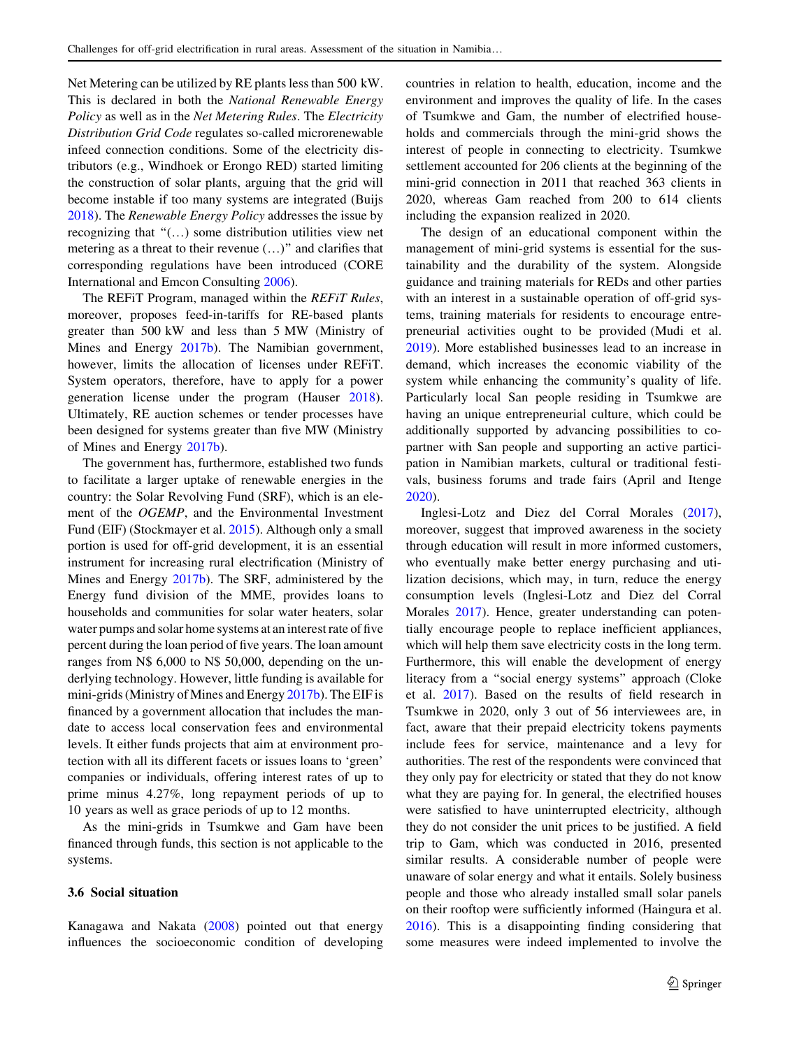Net Metering can be utilized by RE plants less than 500 kW. This is declared in both the *National Renewable Energy Policy* as well as in the *Net Metering Rules*. The *Electricity Distribution Grid Code* regulates so-called microrenewable infeed connection conditions. Some of the electricity distributors (e.g., Windhoek or Erongo RED) started limiting the construction of solar plants, arguing that the grid will become instable if too many systems are integrated (Buijs 2018). The *Renewable Energy Policy* addresses the issue by recognizing that "(…) some distribution utilities view net metering as a threat to their revenue (…)" and clarifies that corresponding regulations have been introduced (CORE International and Emcon Consulting 2006).

The REFiT Program, managed within the *REFiT Rules*, moreover, proposes feed-in-tariffs for RE-based plants greater than 500 kW and less than 5 MW (Ministry of Mines and Energy 2017b). The Namibian government, however, limits the allocation of licenses under REFiT. System operators, therefore, have to apply for a power generation license under the program (Hauser 2018). Ultimately, RE auction schemes or tender processes have been designed for systems greater than five MW (Ministry of Mines and Energy 2017b).

The government has, furthermore, established two funds to facilitate a larger uptake of renewable energies in the country: the Solar Revolving Fund (SRF), which is an element of the *OGEMP*, and the Environmental Investment Fund (EIF) (Stockmayer et al. 2015). Although only a small portion is used for off-grid development, it is an essential instrument for increasing rural electrification (Ministry of Mines and Energy 2017b). The SRF, administered by the Energy fund division of the MME, provides loans to households and communities for solar water heaters, solar water pumps and solar home systems at an interest rate of five percent during the loan period of five years. The loan amount ranges from N$ 6,000 to N$ 50,000, depending on the underlying technology. However, little funding is available for mini-grids (Ministry of Mines and Energy 2017b). The EIF is financed by a government allocation that includes the mandate to access local conservation fees and environmental levels. It either funds projects that aim at environment protection with all its different facets or issues loans to 'green' companies or individuals, offering interest rates of up to prime minus 4.27%, long repayment periods of up to 10 years as well as grace periods of up to 12 months.

As the mini-grids in Tsumkwe and Gam have been financed through funds, this section is not applicable to the systems.

### 3.6 Social situation

Kanagawa and Nakata (2008) pointed out that energy influences the socioeconomic condition of developing countries in relation to health, education, income and the environment and improves the quality of life. In the cases of Tsumkwe and Gam, the number of electrified households and commercials through the mini-grid shows the interest of people in connecting to electricity. Tsumkwe settlement accounted for 206 clients at the beginning of the mini-grid connection in 2011 that reached 363 clients in 2020, whereas Gam reached from 200 to 614 clients including the expansion realized in 2020.

The design of an educational component within the management of mini-grid systems is essential for the sustainability and the durability of the system. Alongside guidance and training materials for REDs and other parties with an interest in a sustainable operation of off-grid systems, training materials for residents to encourage entrepreneurial activities ought to be provided (Mudi et al. 2019). More established businesses lead to an increase in demand, which increases the economic viability of the system while enhancing the community's quality of life. Particularly local San people residing in Tsumkwe are having an unique entrepreneurial culture, which could be additionally supported by advancing possibilities to co-partner with San people and supporting an active participation in Namibian markets, cultural or traditional festivals, business forums and trade fairs (April and Itenge 2020).

Inglesi-Lotz and Diez del Corral Morales (2017), moreover, suggest that improved awareness in the society through education will result in more informed customers, who eventually make better energy purchasing and utilization decisions, which may, in turn, reduce the energy consumption levels (Inglesi-Lotz and Diez del Corral Morales 2017). Hence, greater understanding can potentially encourage people to replace inefficient appliances, which will help them save electricity costs in the long term. Furthermore, this will enable the development of energy literacy from a "social energy systems" approach (Cloke et al. 2017). Based on the results of field research in Tsumkwe in 2020, only 3 out of 56 interviewees are, in fact, aware that their prepaid electricity tokens payments include fees for service, maintenance and a levy for authorities. The rest of the respondents were convinced that they only pay for electricity or stated that they do not know what they are paying for. In general, the electrified houses were satisfied to have uninterrupted electricity, although they do not consider the unit prices to be justified. A field trip to Gam, which was conducted in 2016, presented similar results. A considerable number of people were unaware of solar energy and what it entails. Solely business people and those who already installed small solar panels on their rooftop were sufficiently informed (Haingura et al. 2016). This is a disappointing finding considering that some measures were indeed implemented to involve the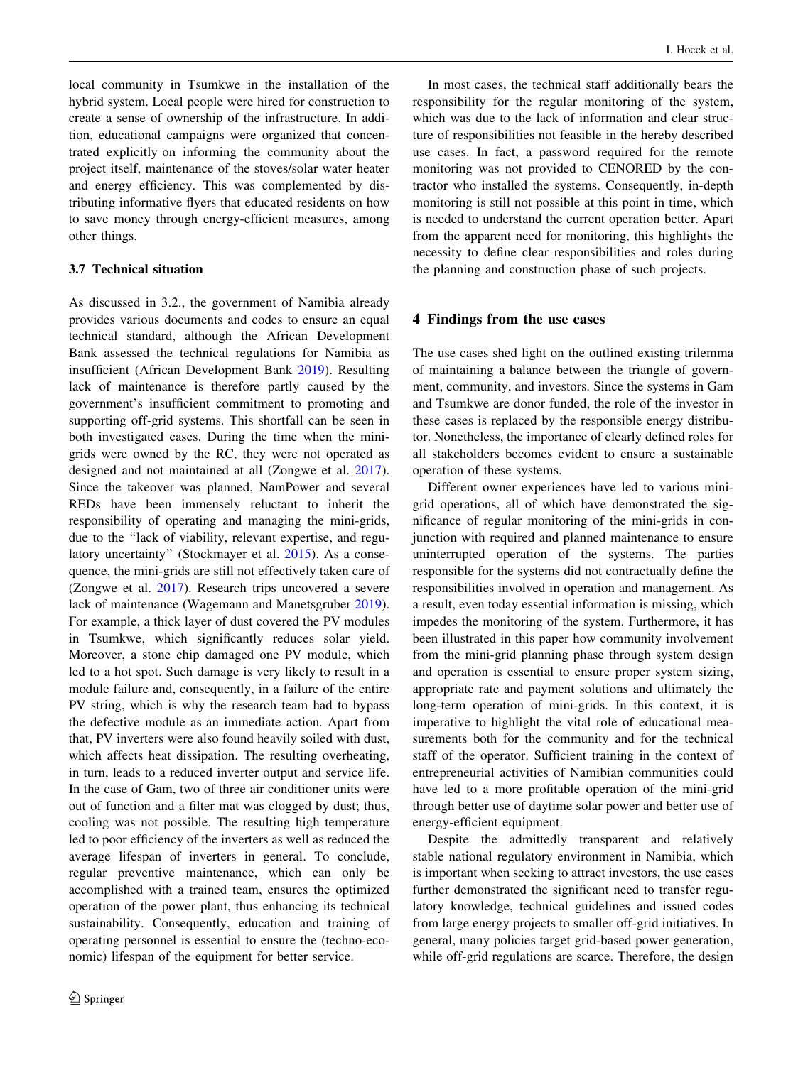local community in Tsumkwe in the installation of the hybrid system. Local people were hired for construction to create a sense of ownership of the infrastructure. In addition, educational campaigns were organized that concentrated explicitly on informing the community about the project itself, maintenance of the stoves/solar water heater and energy efficiency. This was complemented by distributing informative flyers that educated residents on how to save money through energy-efficient measures, among other things.

### 3.7 Technical situation

As discussed in 3.2., the government of Namibia already provides various documents and codes to ensure an equal technical standard, although the African Development Bank assessed the technical regulations for Namibia as insufficient (African Development Bank 2019). Resulting lack of maintenance is therefore partly caused by the government's insufficient commitment to promoting and supporting off-grid systems. This shortfall can be seen in both investigated cases. During the time when the mini-grids were owned by the RC, they were not operated as designed and not maintained at all (Zongwe et al. 2017). Since the takeover was planned, NamPower and several REDs have been immensely reluctant to inherit the responsibility of operating and managing the mini-grids, due to the "lack of viability, relevant expertise, and regulatory uncertainty" (Stockmayer et al. 2015). As a consequence, the mini-grids are still not effectively taken care of (Zongwe et al. 2017). Research trips uncovered a severe lack of maintenance (Wagemann and Manetsgruber 2019). For example, a thick layer of dust covered the PV modules in Tsumkwe, which significantly reduces solar yield. Moreover, a stone chip damaged one PV module, which led to a hot spot. Such damage is very likely to result in a module failure and, consequently, in a failure of the entire PV string, which is why the research team had to bypass the defective module as an immediate action. Apart from that, PV inverters were also found heavily soiled with dust, which affects heat dissipation. The resulting overheating, in turn, leads to a reduced inverter output and service life. In the case of Gam, two of three air conditioner units were out of function and a filter mat was clogged by dust; thus, cooling was not possible. The resulting high temperature led to poor efficiency of the inverters as well as reduced the average lifespan of inverters in general. To conclude, regular preventive maintenance, which can only be accomplished with a trained team, ensures the optimized operation of the power plant, thus enhancing its technical sustainability. Consequently, education and training of operating personnel is essential to ensure the (techno-economic) lifespan of the equipment for better service.

In most cases, the technical staff additionally bears the responsibility for the regular monitoring of the system, which was due to the lack of information and clear structure of responsibilities not feasible in the hereby described use cases. In fact, a password required for the remote monitoring was not provided to CENORED by the contractor who installed the systems. Consequently, in-depth monitoring is still not possible at this point in time, which is needed to understand the current operation better. Apart from the apparent need for monitoring, this highlights the necessity to define clear responsibilities and roles during the planning and construction phase of such projects.

## 4 Findings from the use cases

The use cases shed light on the outlined existing trilemma of maintaining a balance between the triangle of government, community, and investors. Since the systems in Gam and Tsumkwe are donor funded, the role of the investor in these cases is replaced by the responsible energy distributor. Nonetheless, the importance of clearly defined roles for all stakeholders becomes evident to ensure a sustainable operation of these systems.

Different owner experiences have led to various mini-grid operations, all of which have demonstrated the significance of regular monitoring of the mini-grids in conjunction with required and planned maintenance to ensure uninterrupted operation of the systems. The parties responsible for the systems did not contractually define the responsibilities involved in operation and management. As a result, even today essential information is missing, which impedes the monitoring of the system. Furthermore, it has been illustrated in this paper how community involvement from the mini-grid planning phase through system design and operation is essential to ensure proper system sizing, appropriate rate and payment solutions and ultimately the long-term operation of mini-grids. In this context, it is imperative to highlight the vital role of educational measurements both for the community and for the technical staff of the operator. Sufficient training in the context of entrepreneurial activities of Namibian communities could have led to a more profitable operation of the mini-grid through better use of daytime solar power and better use of energy-efficient equipment.

Despite the admittedly transparent and relatively stable national regulatory environment in Namibia, which is important when seeking to attract investors, the use cases further demonstrated the significant need to transfer regulatory knowledge, technical guidelines and issued codes from large energy projects to smaller off-grid initiatives. In general, many policies target grid-based power generation, while off-grid regulations are scarce. Therefore, the design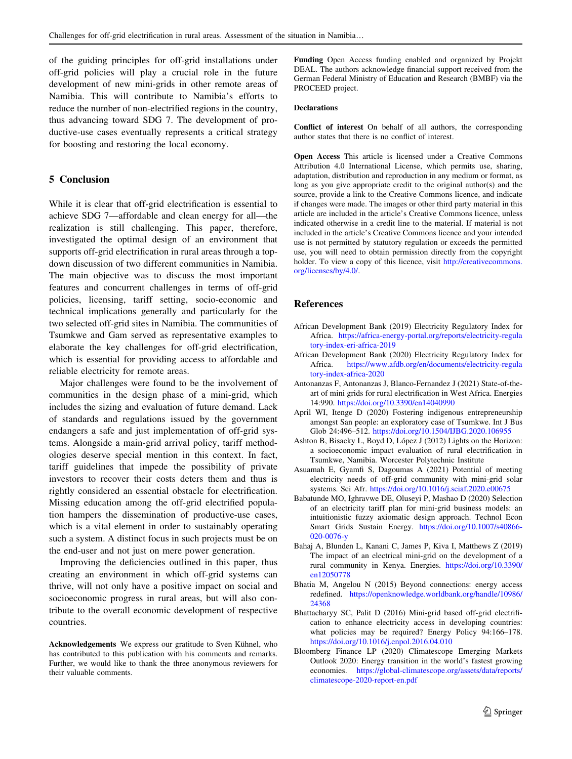of the guiding principles for off-grid installations under off-grid policies will play a crucial role in the future development of new mini-grids in other remote areas of Namibia. This will contribute to Namibia's efforts to reduce the number of non-electrified regions in the country, thus advancing toward SDG 7. The development of productive-use cases eventually represents a critical strategy for boosting and restoring the local economy.

## 5 Conclusion

While it is clear that off-grid electrification is essential to achieve SDG 7—affordable and clean energy for all—the realization is still challenging. This paper, therefore, investigated the optimal design of an environment that supports off-grid electrification in rural areas through a top-down discussion of two different communities in Namibia. The main objective was to discuss the most important features and concurrent challenges in terms of off-grid policies, licensing, tariff setting, socio-economic and technical implications generally and particularly for the two selected off-grid sites in Namibia. The communities of Tsumkwe and Gam served as representative examples to elaborate the key challenges for off-grid electrification, which is essential for providing access to affordable and reliable electricity for remote areas.

Major challenges were found to be the involvement of communities in the design phase of a mini-grid, which includes the sizing and evaluation of future demand. Lack of standards and regulations issued by the government endangers a safe and just implementation of off-grid systems. Alongside a main-grid arrival policy, tariff methodologies deserve special mention in this context. In fact, tariff guidelines that impede the possibility of private investors to recover their costs deters them and thus is rightly considered an essential obstacle for electrification. Missing education among the off-grid electrified population hampers the dissemination of productive-use cases, which is a vital element in order to sustainably operating such a system. A distinct focus in such projects must be on the end-user and not just on mere power generation.

Improving the deficiencies outlined in this paper, thus creating an environment in which off-grid systems can thrive, will not only have a positive impact on social and socioeconomic progress in rural areas, but will also contribute to the overall economic development of respective countries.

**Acknowledgements** We express our gratitude to Sven Kühnel, who has contributed to this publication with his comments and remarks. Further, we would like to thank the three anonymous reviewers for their valuable comments.

**Funding** Open Access funding enabled and organized by Projekt DEAL. The authors acknowledge financial support received from the German Federal Ministry of Education and Research (BMBF) via the PROCEED project.

**Declarations**

**Conflict of interest** On behalf of all authors, the corresponding author states that there is no conflict of interest.

**Open Access** This article is licensed under a Creative Commons Attribution 4.0 International License, which permits use, sharing, adaptation, distribution and reproduction in any medium or format, as long as you give appropriate credit to the original author(s) and the source, provide a link to the Creative Commons licence, and indicate if changes were made. The images or other third party material in this article are included in the article's Creative Commons licence, unless indicated otherwise in a credit line to the material. If material is not included in the article's Creative Commons licence and your intended use is not permitted by statutory regulation or exceeds the permitted use, you will need to obtain permission directly from the copyright holder. To view a copy of this licence, visit http://creativecommons.org/licenses/by/4.0/.

## References

African Development Bank (2019) Electricity Regulatory Index for Africa. https://africa-energy-portal.org/reports/electricity-regulatory-index-eri-africa-2019

African Development Bank (2020) Electricity Regulatory Index for Africa. https://www.afdb.org/en/documents/electricity-regulatory-index-africa-2020

Antonanzas F, Antonanzas J, Blanco-Fernandez J (2021) State-of-the-art of mini grids for rural electrification in West Africa. Energies 14:990. https://doi.org/10.3390/en14040990

April WI, Itenge D (2020) Fostering indigenous entrepreneurship amongst San people: an exploratory case of Tsumkwe. Int J Bus Glob 24:496–512. https://doi.org/10.1504/IJBG.2020.106955

Ashton B, Bisacky L, Boyd D, López J (2012) Lights on the Horizon: a socioeconomic impact evaluation of rural electrification in Tsumkwe, Namibia. Worcester Polytechnic Institute

Asuamah E, Gyamfi S, Dagoumas A (2021) Potential of meeting electricity needs of off-grid community with mini-grid solar systems. Sci Afr. https://doi.org/10.1016/j.sciaf.2020.e00675

Babatunde MO, Ighravwe DE, Oluseyi P, Mashao D (2020) Selection of an electricity tariff plan for mini-grid business models: an intuitionistic fuzzy axiomatic design approach. Technol Econ Smart Grids Sustain Energy. https://doi.org/10.1007/s40866-020-0076-y

Bahaj A, Blunden L, Kanani C, James P, Kiva I, Matthews Z (2019) The impact of an electrical mini-grid on the development of a rural community in Kenya. Energies. https://doi.org/10.3390/en12050778

Bhatia M, Angelou N (2015) Beyond connections: energy access redefined. https://openknowledge.worldbank.org/handle/10986/24368

Bhattacharyy SC, Palit D (2016) Mini-grid based off-grid electrification to enhance electricity access in developing countries: what policies may be required? Energy Policy 94:166–178. https://doi.org/10.1016/j.enpol.2016.04.010

Bloomberg Finance LP (2020) Climatescope Emerging Markets Outlook 2020: Energy transition in the world's fastest growing economies. https://global-climatescope.org/assets/data/reports/climatescope-2020-report-en.pdf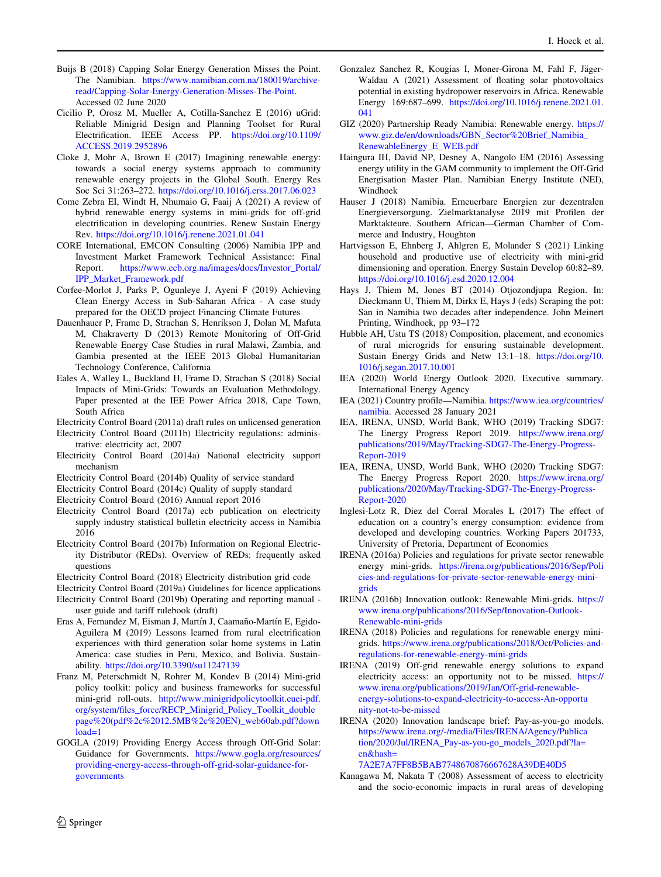Buijs B (2018) Capping Solar Energy Generation Misses the Point. The Namibian. https://www.namibian.com.na/180019/archive-read/Capping-Solar-Energy-Generation-Misses-The-Point. Accessed 02 June 2020

Cicilio P, Orosz M, Mueller A, Cotilla-Sanchez E (2016) uGrid: Reliable Minigrid Design and Planning Toolset for Rural Electrification. IEEE Access PP. https://doi.org/10.1109/ACCESS.2019.2952896

Cloke J, Mohr A, Brown E (2017) Imagining renewable energy: towards a social energy systems approach to community renewable energy projects in the Global South. Energy Res Soc Sci 31:263–272. https://doi.org/10.1016/j.erss.2017.06.023

Come Zebra EI, Windt H, Nhumaio G, Faaij A (2021) A review of hybrid renewable energy systems in mini-grids for off-grid electrification in developing countries. Renew Sustain Energy Rev. https://doi.org/10.1016/j.renene.2021.01.041

CORE International, EMCON Consulting (2006) Namibia IPP and Investment Market Framework Technical Assistance: Final Report. https://www.ecb.org.na/images/docs/Investor_Portal/IPP_Market_Framework.pdf

Corfee-Morlot J, Parks P, Ogunleye J, Ayeni F (2019) Achieving Clean Energy Access in Sub-Saharan Africa - A case study prepared for the OECD project Financing Climate Futures

Dauenhauer P, Frame D, Strachan S, Henrikson J, Dolan M, Mafuta M, Chakraverty D (2013) Remote Monitoring of Off-Grid Renewable Energy Case Studies in rural Malawi, Zambia, and Gambia presented at the IEEE 2013 Global Humanitarian Technology Conference, California

Eales A, Walley L, Buckland H, Frame D, Strachan S (2018) Social Impacts of Mini-Grids: Towards an Evaluation Methodology. Paper presented at the IEE Power Africa 2018, Cape Town, South Africa

Electricity Control Board (2011a) draft rules on unlicensed generation

Electricity Control Board (2011b) Electricity regulations: administrative: electricity act, 2007

Electricity Control Board (2014a) National electricity support mechanism

Electricity Control Board (2014b) Quality of service standard

Electricity Control Board (2014c) Quality of supply standard

Electricity Control Board (2016) Annual report 2016

Electricity Control Board (2017a) ecb publication on electricity supply industry statistical bulletin electricity access in Namibia 2016

Electricity Control Board (2017b) Information on Regional Electricity Distributor (REDs). Overview of REDs: frequently asked questions

Electricity Control Board (2018) Electricity distribution grid code

Electricity Control Board (2019a) Guidelines for licence applications

Electricity Control Board (2019b) Operating and reporting manual - user guide and tariff rulebook (draft)

Eras A, Fernandez M, Eisman J, Martín J, Caamaño-Martín E, Egido-Aguilera M (2019) Lessons learned from rural electrification experiences with third generation solar home systems in Latin America: case studies in Peru, Mexico, and Bolivia. Sustainability. https://doi.org/10.3390/su11247139

Franz M, Peterschmidt N, Rohrer M, Kondev B (2014) Mini-grid policy toolkit: policy and business frameworks for successful mini-grid roll-outs. http://www.minigridpolicytoolkit.euei-pdf.org/system/files_force/RECP_Minigrid_Policy_Toolkit_double page%20(pdf%2c%2012.5MB%2c%20EN)_web60ab.pdf?download=1

GOGLA (2019) Providing Energy Access through Off-Grid Solar: Guidance for Governments. https://www.gogla.org/resources/providing-energy-access-through-off-grid-solar-guidance-for-governments

Gonzalez Sanchez R, Kougias I, Moner-Girona M, Fahl F, Jäger-Waldau A (2021) Assessment of floating solar photovoltaics potential in existing hydropower reservoirs in Africa. Renewable Energy 169:687–699. https://doi.org/10.1016/j.renene.2021.01.041

GIZ (2020) Partnership Ready Namibia: Renewable energy. https://www.giz.de/en/downloads/GBN_Sector%20Brief_Namibia_RenewableEnergy_E_WEB.pdf

Haingura IH, David NP, Desney A, Nangolo EM (2016) Assessing energy utility in the GAM community to implement the Off-Grid Energisation Master Plan. Namibian Energy Institute (NEI), Windhoek

Hauser J (2018) Namibia. Erneuerbare Energien zur dezentralen Energieversorgung. Zielmarktanalyse 2019 mit Profilen der Marktakteure. Southern African—German Chamber of Commerce and Industry, Houghton

Hartvigsson E, Ehnberg J, Ahlgren E, Molander S (2021) Linking household and productive use of electricity with mini-grid dimensioning and operation. Energy Sustain Develop 60:82–89. https://doi.org/10.1016/j.esd.2020.12.004

Hays J, Thiem M, Jones BT (2014) Otjozondjupa Region. In: Dieckmann U, Thiem M, Dirkx E, Hays J (eds) Scraping the pot: San in Namibia two decades after independence. John Meinert Printing, Windhoek, pp 93–172

Hubble AH, Ustu TS (2018) Composition, placement, and economics of rural microgrids for ensuring sustainable development. Sustain Energy Grids and Netw 13:1–18. https://doi.org/10.1016/j.segan.2017.10.001

IEA (2020) World Energy Outlook 2020. Executive summary. International Energy Agency

IEA (2021) Country profile—Namibia. https://www.iea.org/countries/namibia. Accessed 28 January 2021

IEA, IRENA, UNSD, World Bank, WHO (2019) Tracking SDG7: The Energy Progress Report 2019. https://www.irena.org/publications/2019/May/Tracking-SDG7-The-Energy-Progress-Report-2019

IEA, IRENA, UNSD, World Bank, WHO (2020) Tracking SDG7: The Energy Progress Report 2020. https://www.irena.org/publications/2020/May/Tracking-SDG7-The-Energy-Progress-Report-2020

Inglesi-Lotz R, Diez del Corral Morales L (2017) The effect of education on a country's energy consumption: evidence from developed and developing countries. Working Papers 201733, University of Pretoria, Department of Economics

IRENA (2016a) Policies and regulations for private sector renewable energy mini-grids. https://irena.org/publications/2016/Sep/Policies-and-regulations-for-private-sector-renewable-energy-mini-grids

IRENA (2016b) Innovation outlook: Renewable Mini-grids. https://www.irena.org/publications/2016/Sep/Innovation-Outlook-Renewable-mini-grids

IRENA (2018) Policies and regulations for renewable energy mini-grids. https://www.irena.org/publications/2018/Oct/Policies-and-regulations-for-renewable-energy-mini-grids

IRENA (2019) Off-grid renewable energy solutions to expand electricity access: an opportunity not to be missed. https://www.irena.org/publications/2019/Jan/Off-grid-renewable-energy-solutions-to-expand-electricity-to-access-An-opportunity-not-to-be-missed

IRENA (2020) Innovation landscape brief: Pay-as-you-go models. https://www.irena.org/-/media/Files/IRENA/Agency/Publication/2020/Jul/IRENA_Pay-as-you-go_models_2020.pdf?la=en&hash=7A2E7A7FF8B5BAB7748670876667628A39DE40D5

Kanagawa M, Nakata T (2008) Assessment of access to electricity and the socio-economic impacts in rural areas of developing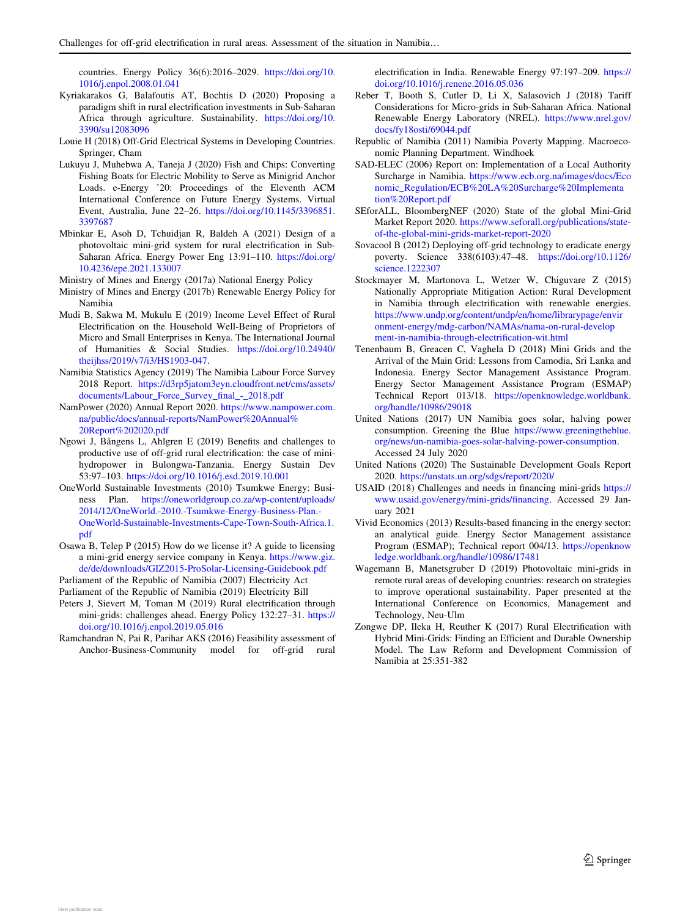countries. Energy Policy 36(6):2016–2029. https://doi.org/10.1016/j.enpol.2008.01.041

Kyriakarakos G, Balafoutis AT, Bochtis D (2020) Proposing a paradigm shift in rural electrification investments in Sub-Saharan Africa through agriculture. Sustainability. https://doi.org/10.3390/su12083096

Louie H (2018) Off-Grid Electrical Systems in Developing Countries. Springer, Cham

Lukuyu J, Muhebwa A, Taneja J (2020) Fish and Chips: Converting Fishing Boats for Electric Mobility to Serve as Minigrid Anchor Loads. e-Energy '20: Proceedings of the Eleventh ACM International Conference on Future Energy Systems. Virtual Event, Australia, June 22–26. https://doi.org/10.1145/3396851.3397687

Mbinkar E, Asoh D, Tchuidjan R, Baldeh A (2021) Design of a photovoltaic mini-grid system for rural electrification in Sub-Saharan Africa. Energy Power Eng 13:91–110. https://doi.org/10.4236/epe.2021.133007

Ministry of Mines and Energy (2017a) National Energy Policy

Ministry of Mines and Energy (2017b) Renewable Energy Policy for Namibia

Mudi B, Sakwa M, Mukulu E (2019) Income Level Effect of Rural Electrification on the Household Well-Being of Proprietors of Micro and Small Enterprises in Kenya. The International Journal of Humanities & Social Studies. https://doi.org/10.24940/theijhss/2019/v7/i3/HS1903-047.

Namibia Statistics Agency (2019) The Namibia Labour Force Survey 2018 Report. https://d3rp5jatom3eyn.cloudfront.net/cms/assets/documents/Labour_Force_Survey_final_-_2018.pdf

NamPower (2020) Annual Report 2020. https://www.nampower.com.na/public/docs/annual-reports/NamPower%20Annual%20Report%202020.pdf

Ngowi J, Bångens L, Ahlgren E (2019) Benefits and challenges to productive use of off-grid rural electrification: the case of mini-hydropower in Bulongwa-Tanzania. Energy Sustain Dev 53:97–103. https://doi.org/10.1016/j.esd.2019.10.001

OneWorld Sustainable Investments (2010) Tsumkwe Energy: Business Plan. https://oneworldgroup.co.za/wp-content/uploads/2014/12/OneWorld.-2010.-Tsumkwe-Energy-Business-Plan.-OneWorld-Sustainable-Investments-Cape-Town-South-Africa.1.pdf

Osawa B, Telep P (2015) How do we license it? A guide to licensing a mini-grid energy service company in Kenya. https://www.giz.de/de/downloads/GIZ2015-ProSolar-Licensing-Guidebook.pdf

Parliament of the Republic of Namibia (2007) Electricity Act

Parliament of the Republic of Namibia (2019) Electricity Bill

Peters J, Sievert M, Toman M (2019) Rural electrification through mini-grids: challenges ahead. Energy Policy 132:27–31. https://doi.org/10.1016/j.enpol.2019.05.016

Ramchandran N, Pai R, Parihar AKS (2016) Feasibility assessment of Anchor-Business-Community model for off-grid rural electrification in India. Renewable Energy 97:197–209. https://doi.org/10.1016/j.renene.2016.05.036

Reber T, Booth S, Cutler D, Li X, Salasovich J (2018) Tariff Considerations for Micro-grids in Sub-Saharan Africa. National Renewable Energy Laboratory (NREL). https://www.nrel.gov/docs/fy18osti/69044.pdf

Republic of Namibia (2011) Namibia Poverty Mapping. Macroeconomic Planning Department. Windhoek

SAD-ELEC (2006) Report on: Implementation of a Local Authority Surcharge in Namibia. https://www.ecb.org.na/images/docs/Economic_Regulation/ECB%20LA%20Surcharge%20Implementation%20Report.pdf

SEforALL, BloombergNEF (2020) State of the global Mini-Grid Market Report 2020. https://www.seforall.org/publications/state-of-the-global-mini-grids-market-report-2020

Sovacool B (2012) Deploying off-grid technology to eradicate energy poverty. Science 338(6103):47–48. https://doi.org/10.1126/science.1222307

Stockmayer M, Martonova L, Wetzer W, Chiguvare Z (2015) Nationally Appropriate Mitigation Action: Rural Development in Namibia through electrification with renewable energies. https://www.undp.org/content/undp/en/home/librarypage/environment-energy/mdg-carbon/NAMAs/nama-on-rural-development-in-namibia-through-electrification-wit.html

Tenenbaum B, Greacen C, Vaghela D (2018) Mini Grids and the Arrival of the Main Grid: Lessons from Camodia, Sri Lanka and Indonesia. Energy Sector Management Assistance Program. Energy Sector Management Assistance Program (ESMAP) Technical Report 013/18. https://openknowledge.worldbank.org/handle/10986/29018

United Nations (2017) UN Namibia goes solar, halving power consumption. Greening the Blue https://www.greeningtheblue.org/news/un-namibia-goes-solar-halving-power-consumption. Accessed 24 July 2020

United Nations (2020) The Sustainable Development Goals Report 2020. https://unstats.un.org/sdgs/report/2020/

USAID (2018) Challenges and needs in financing mini-grids https://www.usaid.gov/energy/mini-grids/financing. Accessed 29 January 2021

Vivid Economics (2013) Results-based financing in the energy sector: an analytical guide. Energy Sector Management assistance Program (ESMAP); Technical report 004/13. https://openknowledge.worldbank.org/handle/10986/17481

Wagemann B, Manetsgruber D (2019) Photovoltaic mini-grids in remote rural areas of developing countries: research on strategies to improve operational sustainability. Paper presented at the International Conference on Economics, Management and Technology, Neu-Ulm

Zongwe DP, Ileka H, Reuther K (2017) Rural Electrification with Hybrid Mini-Grids: Finding an Efficient and Durable Ownership Model. The Law Reform and Development Commission of Namibia at 25:351-382